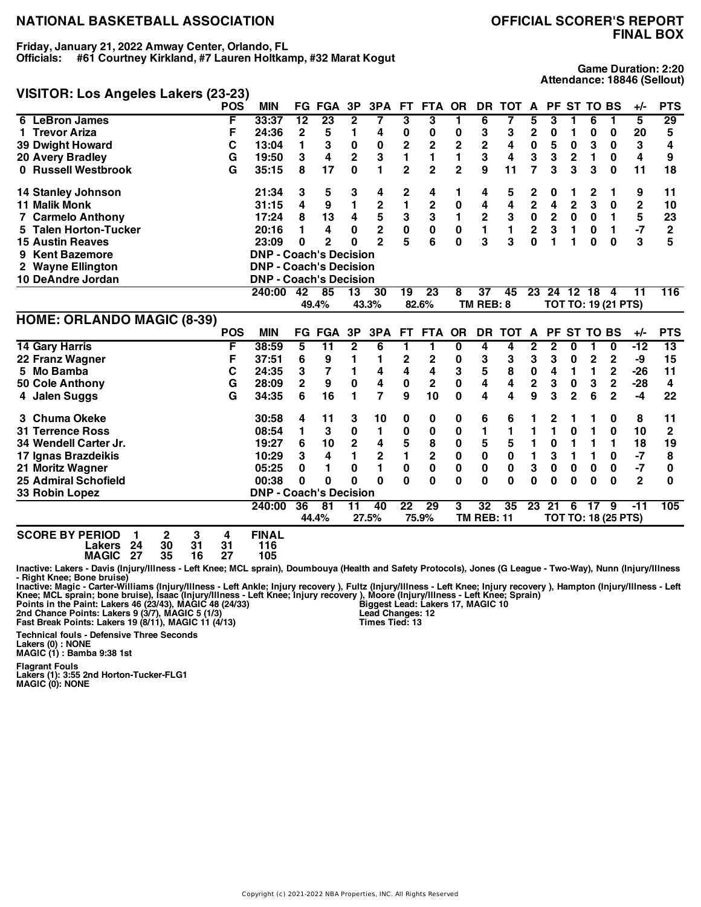# NATIONAL BASKETBALL ASSOCIATION

## OFFICIAL SCORER'S REPORT FINAL BOX

**Friday, January 21, 2022 Amway Center, Orlando, FL**
**Officials: #61 Courtney Kirkland, #7 Lauren Holtkamp, #32 Marat Kogut**

**Game Duration: 2:20**
**Attendance: 18846 (Sellout)**

### VISITOR: Los Angeles Lakers (23-23)

| | POS | MIN | FG | FGA | 3P | 3PA | FT | FTA | OR | DR | TOT | A | PF | ST | TO | BS | +/- | PTS |
|---|---|---|---|---|---|---|---|---|---|---|---|---|---|---|---|---|---|---|
| 6 LeBron James | F | 33:37 | 12 | 23 | 2 | 7 | 3 | 3 | 1 | 6 | 7 | 5 | 3 | 1 | 6 | 1 | 5 | 29 |
| 1 Trevor Ariza | F | 24:36 | 2 | 5 | 1 | 4 | 0 | 0 | 0 | 3 | 3 | 2 | 0 | 1 | 0 | 0 | 20 | 5 |
| 39 Dwight Howard | C | 13:04 | 1 | 3 | 0 | 0 | 2 | 2 | 2 | 2 | 4 | 0 | 5 | 0 | 3 | 0 | 3 | 4 |
| 20 Avery Bradley | G | 19:50 | 3 | 4 | 2 | 3 | 1 | 1 | 1 | 3 | 4 | 3 | 3 | 2 | 1 | 0 | 4 | 9 |
| 0 Russell Westbrook | G | 35:15 | 8 | 17 | 0 | 1 | 2 | 2 | 2 | 9 | 11 | 7 | 3 | 3 | 3 | 0 | 11 | 18 |
| 14 Stanley Johnson | | 21:34 | 3 | 5 | 3 | 4 | 2 | 4 | 1 | 4 | 5 | 2 | 0 | 1 | 2 | 1 | 9 | 11 |
| 11 Malik Monk | | 31:15 | 4 | 9 | 1 | 2 | 1 | 2 | 0 | 4 | 4 | 2 | 4 | 2 | 3 | 0 | 2 | 10 |
| 7 Carmelo Anthony | | 17:24 | 8 | 13 | 4 | 5 | 3 | 3 | 1 | 2 | 3 | 0 | 2 | 0 | 0 | 1 | 5 | 23 |
| 5 Talen Horton-Tucker | | 20:16 | 1 | 4 | 0 | 2 | 0 | 0 | 0 | 1 | 1 | 2 | 3 | 1 | 0 | 1 | -7 | 2 |
| 15 Austin Reaves | | 23:09 | 0 | 2 | 0 | 2 | 5 | 6 | 0 | 3 | 3 | 0 | 1 | 1 | 0 | 0 | 3 | 5 |
| 9 Kent Bazemore | | DNP - Coach's Decision | | | | | | | | | | | | | | | | |
| 2 Wayne Ellington | | DNP - Coach's Decision | | | | | | | | | | | | | | | | |
| 10 DeAndre Jordan | | DNP - Coach's Decision | | | | | | | | | | | | | | | | |
| | | 240:00 | 42 | 85 | 13 | 30 | 19 | 23 | 8 | 37 | 45 | 23 | 24 | 12 | 18 | 4 | 11 | 116 |
| | | | 49.4% | | 43.3% | | 82.6% | | TM REB: 8 | | | TOT TO: 19 (21 PTS) | | | | | | |

### HOME: ORLANDO MAGIC (8-39)

| | POS | MIN | FG | FGA | 3P | 3PA | FT | FTA | OR | DR | TOT | A | PF | ST | TO | BS | +/- | PTS |
|---|---|---|---|---|---|---|---|---|---|---|---|---|---|---|---|---|---|---|
| 14 Gary Harris | F | 38:59 | 5 | 11 | 2 | 6 | 1 | 1 | 0 | 4 | 4 | 2 | 2 | 0 | 1 | 0 | -12 | 13 |
| 22 Franz Wagner | F | 37:51 | 6 | 9 | 1 | 1 | 2 | 2 | 0 | 3 | 3 | 3 | 3 | 0 | 2 | 2 | -9 | 15 |
| 5 Mo Bamba | C | 24:35 | 3 | 7 | 1 | 4 | 4 | 4 | 3 | 5 | 8 | 0 | 4 | 1 | 1 | 2 | -26 | 11 |
| 50 Cole Anthony | G | 28:09 | 2 | 9 | 0 | 4 | 0 | 2 | 0 | 4 | 4 | 2 | 3 | 0 | 3 | 2 | -28 | 4 |
| 4 Jalen Suggs | G | 34:35 | 6 | 16 | 1 | 7 | 9 | 10 | 0 | 4 | 4 | 9 | 3 | 2 | 6 | 2 | -4 | 22 |
| 3 Chuma Okeke | | 30:58 | 4 | 11 | 3 | 10 | 0 | 0 | 0 | 6 | 6 | 1 | 2 | 1 | 1 | 0 | 8 | 11 |
| 31 Terrence Ross | | 08:54 | 1 | 3 | 0 | 1 | 0 | 0 | 0 | 1 | 1 | 1 | 1 | 0 | 1 | 0 | 10 | 2 |
| 34 Wendell Carter Jr. | | 19:27 | 6 | 10 | 2 | 4 | 5 | 8 | 0 | 5 | 5 | 1 | 0 | 1 | 1 | 1 | 18 | 19 |
| 17 Ignas Brazdeikis | | 10:29 | 3 | 4 | 1 | 2 | 1 | 2 | 0 | 0 | 0 | 1 | 3 | 1 | 1 | 0 | -7 | 8 |
| 21 Moritz Wagner | | 05:25 | 0 | 1 | 0 | 1 | 0 | 0 | 0 | 0 | 0 | 3 | 0 | 0 | 0 | 0 | -7 | 0 |
| 25 Admiral Schofield | | 00:38 | 0 | 0 | 0 | 0 | 0 | 0 | 0 | 0 | 0 | 0 | 0 | 0 | 0 | 0 | 2 | 0 |
| 33 Robin Lopez | | DNP - Coach's Decision | | | | | | | | | | | | | | | | |
| | | 240:00 | 36 | 81 | 11 | 40 | 22 | 29 | 3 | 32 | 35 | 23 | 21 | 6 | 17 | 9 | -11 | 105 |
| | | | 44.4% | | 27.5% | | 75.9% | | TM REB: 11 | | | TOT TO: 18 (25 PTS) | | | | | | |

| SCORE BY PERIOD | 1 | 2 | 3 | 4 | FINAL |
|---|---|---|---|---|---|
| Lakers | 24 | 30 | 31 | 31 | 116 |
| MAGIC | 27 | 35 | 16 | 27 | 105 |

Inactive: Lakers - Davis (Injury/Illness - Left Knee; MCL sprain), Doumbouya (Health and Safety Protocols), Jones (G League - Two-Way), Nunn (Injury/Illness - Right Knee; Bone bruise)
Inactive: Magic - Carter-Williams (Injury/Illness - Left Ankle; Injury recovery ), Fultz (Injury/Illness - Left Knee; Injury recovery ), Hampton (Injury/Illness - Left Knee; MCL sprain; bone bruise), Isaac (Injury/Illness - Left Knee; Injury recovery ), Moore (Injury/Illness - Left Knee; Sprain)

Points in the Paint: Lakers 46 (23/43), MAGIC 48 (24/33)
2nd Chance Points: Lakers 9 (3/7), MAGIC 5 (1/3)
Fast Break Points: Lakers 19 (8/11), MAGIC 11 (4/13)

Biggest Lead: Lakers 17, MAGIC 10
Lead Changes: 12
Times Tied: 13

Technical fouls - Defensive Three Seconds
Lakers (0) : NONE
MAGIC (1) : Bamba 9:38 1st

Flagrant Fouls
Lakers (1): 3:55 2nd Horton-Tucker-FLG1
MAGIC (0): NONE

Copyright (c) 2021-2022 NBA Properties, INC. All Rights Reserved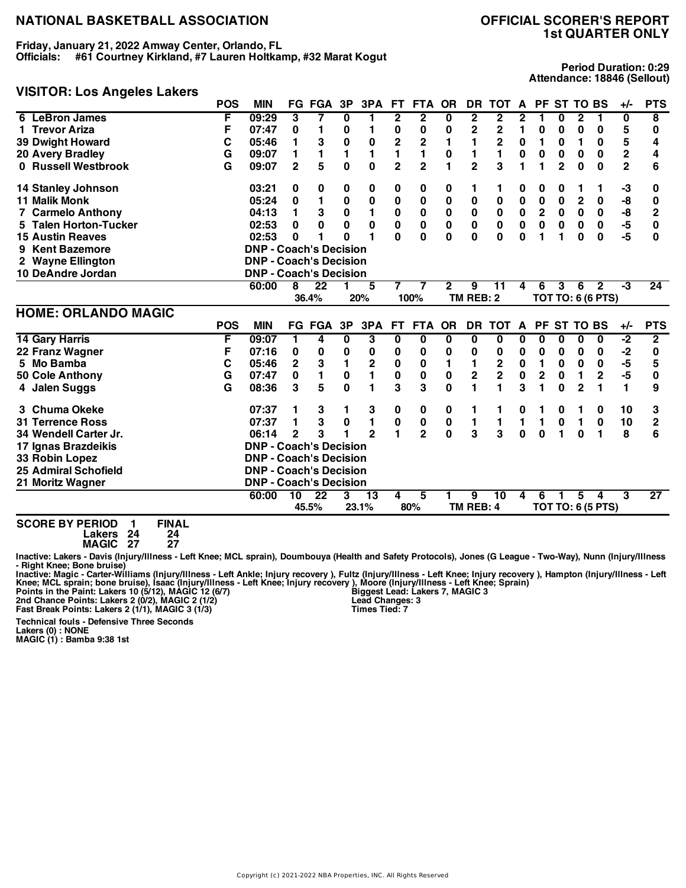# NATIONAL BASKETBALL ASSOCIATION

## OFFICIAL SCORER'S REPORT
## 1st QUARTER ONLY

**Friday, January 21, 2022 Amway Center, Orlando, FL**
**Officials: #61 Courtney Kirkland, #7 Lauren Holtkamp, #32 Marat Kogut**

**Period Duration: 0:29**
**Attendance: 18846 (Sellout)**

## VISITOR: Los Angeles Lakers

| | POS | MIN | FG | FGA | 3P | 3PA | FT | FTA | OR | DR | TOT | A | PF | ST | TO | BS | +/- | PTS |
|---|---|---|---|---|---|---|---|---|---|---|---|---|---|---|---|---|---|---|
| 6 LeBron James | F | 09:29 | 3 | 7 | 0 | 1 | 2 | 2 | 0 | 2 | 2 | 2 | 1 | 0 | 2 | 1 | 0 | 8 |
| 1 Trevor Ariza | F | 07:47 | 0 | 1 | 0 | 1 | 0 | 0 | 0 | 2 | 2 | 1 | 0 | 0 | 0 | 0 | 5 | 0 |
| 39 Dwight Howard | C | 05:46 | 1 | 3 | 0 | 0 | 2 | 2 | 1 | 1 | 2 | 0 | 1 | 0 | 1 | 0 | 5 | 4 |
| 20 Avery Bradley | G | 09:07 | 1 | 1 | 1 | 1 | 1 | 1 | 0 | 1 | 1 | 0 | 0 | 0 | 0 | 0 | 2 | 4 |
| 0 Russell Westbrook | G | 09:07 | 2 | 5 | 0 | 0 | 2 | 2 | 1 | 2 | 3 | 1 | 1 | 2 | 0 | 0 | 2 | 6 |
| 14 Stanley Johnson | | 03:21 | 0 | 0 | 0 | 0 | 0 | 0 | 0 | 1 | 1 | 0 | 0 | 0 | 1 | 1 | -3 | 0 |
| 11 Malik Monk | | 05:24 | 0 | 1 | 0 | 0 | 0 | 0 | 0 | 0 | 0 | 0 | 0 | 0 | 2 | 0 | -8 | 0 |
| 7 Carmelo Anthony | | 04:13 | 1 | 3 | 0 | 1 | 0 | 0 | 0 | 0 | 0 | 0 | 2 | 0 | 0 | 0 | -8 | 2 |
| 5 Talen Horton-Tucker | | 02:53 | 0 | 0 | 0 | 0 | 0 | 0 | 0 | 0 | 0 | 0 | 0 | 0 | 0 | 0 | -5 | 0 |
| 15 Austin Reaves | | 02:53 | 0 | 1 | 0 | 1 | 0 | 0 | 0 | 0 | 0 | 0 | 1 | 1 | 0 | 0 | -5 | 0 |
| 9 Kent Bazemore | | DNP - Coach's Decision | | | | | | | | | | | | | | | | |
| 2 Wayne Ellington | | DNP - Coach's Decision | | | | | | | | | | | | | | | | |
| 10 DeAndre Jordan | | DNP - Coach's Decision | | | | | | | | | | | | | | | | |
| | | 60:00 | 8 | 22 | 1 | 5 | 7 | 7 | 2 | 9 | 11 | 4 | 6 | 3 | 6 | 2 | -3 | 24 |
| | | | 36.4% | | 20% | | 100% | | TM REB: 2 | | | TOT TO: 6 (6 PTS) | | | | | | |

## HOME: ORLANDO MAGIC

| | POS | MIN | FG | FGA | 3P | 3PA | FT | FTA | OR | DR | TOT | A | PF | ST | TO | BS | +/- | PTS |
|---|---|---|---|---|---|---|---|---|---|---|---|---|---|---|---|---|---|---|
| 14 Gary Harris | F | 09:07 | 1 | 4 | 0 | 3 | 0 | 0 | 0 | 0 | 0 | 0 | 0 | 0 | 0 | 0 | -2 | 2 |
| 22 Franz Wagner | F | 07:16 | 0 | 0 | 0 | 0 | 0 | 0 | 0 | 0 | 0 | 0 | 0 | 0 | 0 | 0 | -2 | 0 |
| 5 Mo Bamba | C | 05:46 | 2 | 3 | 1 | 2 | 0 | 0 | 1 | 1 | 2 | 0 | 1 | 0 | 0 | 0 | -5 | 5 |
| 50 Cole Anthony | G | 07:47 | 0 | 1 | 0 | 1 | 0 | 0 | 0 | 2 | 2 | 0 | 2 | 0 | 1 | 2 | -5 | 0 |
| 4 Jalen Suggs | G | 08:36 | 3 | 5 | 0 | 1 | 3 | 3 | 0 | 1 | 1 | 3 | 1 | 0 | 2 | 1 | 1 | 9 |
| 3 Chuma Okeke | | 07:37 | 1 | 3 | 1 | 3 | 0 | 0 | 0 | 1 | 1 | 0 | 1 | 0 | 1 | 0 | 10 | 3 |
| 31 Terrence Ross | | 07:37 | 1 | 3 | 0 | 1 | 0 | 0 | 0 | 1 | 1 | 1 | 1 | 0 | 1 | 0 | 10 | 2 |
| 34 Wendell Carter Jr. | | 06:14 | 2 | 3 | 1 | 2 | 1 | 2 | 0 | 3 | 3 | 0 | 0 | 1 | 0 | 1 | 8 | 6 |
| 17 Ignas Brazdeikis | | DNP - Coach's Decision | | | | | | | | | | | | | | | | |
| 33 Robin Lopez | | DNP - Coach's Decision | | | | | | | | | | | | | | | | |
| 25 Admiral Schofield | | DNP - Coach's Decision | | | | | | | | | | | | | | | | |
| 21 Moritz Wagner | | DNP - Coach's Decision | | | | | | | | | | | | | | | | |
| | | 60:00 | 10 | 22 | 3 | 13 | 4 | 5 | 1 | 9 | 10 | 4 | 6 | 1 | 5 | 4 | 3 | 27 |
| | | | 45.5% | | 23.1% | | 80% | | TM REB: 4 | | | TOT TO: 6 (5 PTS) | | | | | | |

| SCORE BY PERIOD | 1 | FINAL |
|---|---|---|
| Lakers | 24 | 24 |
| MAGIC | 27 | 27 |

Inactive: Lakers - Davis (Injury/Illness - Left Knee; MCL sprain), Doumbouya (Health and Safety Protocols), Jones (G League - Two-Way), Nunn (Injury/Illness - Right Knee; Bone bruise)
Inactive: Magic - Carter-Williams (Injury/Illness - Left Ankle; Injury recovery ), Fultz (Injury/Illness - Left Knee; Injury recovery ), Hampton (Injury/Illness - Left Knee; MCL sprain; bone bruise), Isaac (Injury/Illness - Left Knee; Injury recovery ), Moore (Injury/Illness - Left Knee; Sprain)

Points in the Paint: Lakers 10 (5/12), MAGIC 12 (6/7)
2nd Chance Points: Lakers 2 (0/2), MAGIC 2 (1/2)
Fast Break Points: Lakers 2 (1/1), MAGIC 3 (1/3)

Biggest Lead: Lakers 7, MAGIC 3
Lead Changes: 3
Times Tied: 7

Technical fouls - Defensive Three Seconds
Lakers (0) : NONE
MAGIC (1) : Bamba 9:38 1st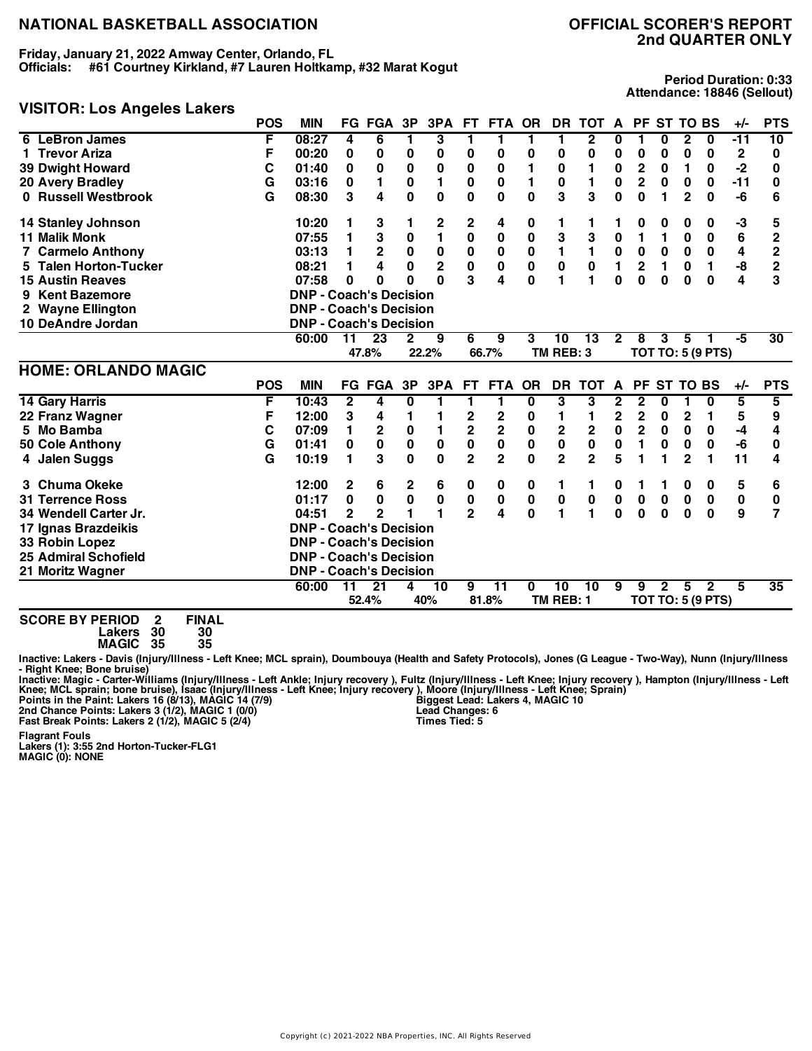# NATIONAL BASKETBALL ASSOCIATION

## OFFICIAL SCORER'S REPORT
## 2nd QUARTER ONLY

**Friday, January 21, 2022 Amway Center, Orlando, FL**
**Officials: #61 Courtney Kirkland, #7 Lauren Holtkamp, #32 Marat Kogut**

**Period Duration: 0:33**
**Attendance: 18846 (Sellout)**

### VISITOR: Los Angeles Lakers

| | POS | MIN | FG | FGA | 3P | 3PA | FT | FTA | OR | DR | TOT | A | PF | ST | TO | BS | +/- | PTS |
|---|---|---|---|---|---|---|---|---|---|---|---|---|---|---|---|---|---|---|
| 6 LeBron James | F | 08:27 | 4 | 6 | 1 | 3 | 1 | 1 | 1 | 1 | 2 | 0 | 1 | 0 | 2 | 0 | -11 | 10 |
| 1 Trevor Ariza | F | 00:20 | 0 | 0 | 0 | 0 | 0 | 0 | 0 | 0 | 0 | 0 | 0 | 0 | 0 | 0 | 2 | 0 |
| 39 Dwight Howard | C | 01:40 | 0 | 0 | 0 | 0 | 0 | 0 | 1 | 0 | 1 | 0 | 2 | 0 | 1 | 0 | -2 | 0 |
| 20 Avery Bradley | G | 03:16 | 0 | 1 | 0 | 1 | 0 | 0 | 1 | 0 | 1 | 0 | 2 | 0 | 0 | 0 | -11 | 0 |
| 0 Russell Westbrook | G | 08:30 | 3 | 4 | 0 | 0 | 0 | 0 | 0 | 3 | 3 | 0 | 0 | 1 | 2 | 0 | -6 | 6 |
| 14 Stanley Johnson | | 10:20 | 1 | 3 | 1 | 2 | 2 | 4 | 0 | 1 | 1 | 1 | 0 | 0 | 0 | 0 | -3 | 5 |
| 11 Malik Monk | | 07:55 | 1 | 3 | 0 | 1 | 0 | 0 | 0 | 3 | 3 | 0 | 1 | 1 | 0 | 0 | 6 | 2 |
| 7 Carmelo Anthony | | 03:13 | 1 | 2 | 0 | 0 | 0 | 0 | 0 | 1 | 1 | 0 | 0 | 0 | 0 | 0 | 4 | 2 |
| 5 Talen Horton-Tucker | | 08:21 | 1 | 4 | 0 | 2 | 0 | 0 | 0 | 0 | 0 | 1 | 2 | 1 | 0 | 1 | -8 | 2 |
| 15 Austin Reaves | | 07:58 | 0 | 0 | 0 | 0 | 3 | 4 | 0 | 1 | 1 | 0 | 0 | 0 | 0 | 0 | 4 | 3 |
| 9 Kent Bazemore | | DNP - Coach's Decision | | | | | | | | | | | | | | | | |
| 2 Wayne Ellington | | DNP - Coach's Decision | | | | | | | | | | | | | | | | |
| 10 DeAndre Jordan | | DNP - Coach's Decision | | | | | | | | | | | | | | | | |
| | | 60:00 | 11 | 23 | 2 | 9 | 6 | 9 | 3 | 10 | 13 | 2 | 8 | 3 | 5 | 1 | -5 | 30 |
| | | | 47.8% | | 22.2% | | 66.7% | | | TM REB: 3 | | | TOT TO: 5 (9 PTS) | | | | | |

### HOME: ORLANDO MAGIC

| | POS | MIN | FG | FGA | 3P | 3PA | FT | FTA | OR | DR | TOT | A | PF | ST | TO | BS | +/- | PTS |
|---|---|---|---|---|---|---|---|---|---|---|---|---|---|---|---|---|---|---|
| 14 Gary Harris | F | 10:43 | 2 | 4 | 0 | 1 | 1 | 1 | 0 | 3 | 3 | 2 | 2 | 0 | 1 | 0 | 5 | 5 |
| 22 Franz Wagner | F | 12:00 | 3 | 4 | 1 | 1 | 2 | 2 | 0 | 1 | 1 | 2 | 2 | 0 | 2 | 1 | 5 | 9 |
| 5 Mo Bamba | C | 07:09 | 1 | 2 | 0 | 1 | 2 | 2 | 0 | 2 | 2 | 0 | 2 | 0 | 0 | 0 | -4 | 4 |
| 50 Cole Anthony | G | 01:41 | 0 | 0 | 0 | 0 | 0 | 0 | 0 | 0 | 0 | 0 | 1 | 0 | 0 | 0 | -6 | 0 |
| 4 Jalen Suggs | G | 10:19 | 1 | 3 | 0 | 0 | 2 | 2 | 0 | 2 | 2 | 5 | 1 | 1 | 2 | 1 | 11 | 4 |
| 3 Chuma Okeke | | 12:00 | 2 | 6 | 2 | 6 | 0 | 0 | 0 | 1 | 1 | 0 | 1 | 1 | 0 | 0 | 5 | 6 |
| 31 Terrence Ross | | 01:17 | 0 | 0 | 0 | 0 | 0 | 0 | 0 | 0 | 0 | 0 | 0 | 0 | 0 | 0 | 0 | 0 |
| 34 Wendell Carter Jr. | | 04:51 | 2 | 2 | 1 | 1 | 2 | 4 | 0 | 1 | 1 | 0 | 0 | 0 | 0 | 0 | 9 | 7 |
| 17 Ignas Brazdeikis | | DNP - Coach's Decision | | | | | | | | | | | | | | | | |
| 33 Robin Lopez | | DNP - Coach's Decision | | | | | | | | | | | | | | | | |
| 25 Admiral Schofield | | DNP - Coach's Decision | | | | | | | | | | | | | | | | |
| 21 Moritz Wagner | | DNP - Coach's Decision | | | | | | | | | | | | | | | | |
| | | 60:00 | 11 | 21 | 4 | 10 | 9 | 11 | 0 | 10 | 10 | 9 | 9 | 2 | 5 | 2 | 5 | 35 |
| | | | 52.4% | | 40% | | 81.8% | | | TM REB: 1 | | | TOT TO: 5 (9 PTS) | | | | | |

**SCORE BY PERIOD**

| | 2 | FINAL |
|---|---|---|
| Lakers | 30 | 30 |
| MAGIC | 35 | 35 |

**Inactive: Lakers - Davis (Injury/Illness - Left Knee; MCL sprain), Doumbouya (Health and Safety Protocols), Jones (G League - Two-Way), Nunn (Injury/Illness - Right Knee; Bone bruise)**
**Inactive: Magic - Carter-Williams (Injury/Illness - Left Ankle; Injury recovery ), Fultz (Injury/Illness - Left Knee; Injury recovery ), Hampton (Injury/Illness - Left Knee; MCL sprain; bone bruise), Isaac (Injury/Illness - Left Knee; Injury recovery ), Moore (Injury/Illness - Left Knee; Sprain)**

**Points in the Paint: Lakers 16 (8/13), MAGIC 14 (7/9)**
**2nd Chance Points: Lakers 3 (1/2), MAGIC 1 (0/0)**
**Fast Break Points: Lakers 2 (1/2), MAGIC 5 (2/4)**

**Biggest Lead: Lakers 4, MAGIC 10**
**Lead Changes: 6**
**Times Tied: 5**

**Flagrant Fouls**
**Lakers (1): 3:55 2nd Horton-Tucker-FLG1**
**MAGIC (0): NONE**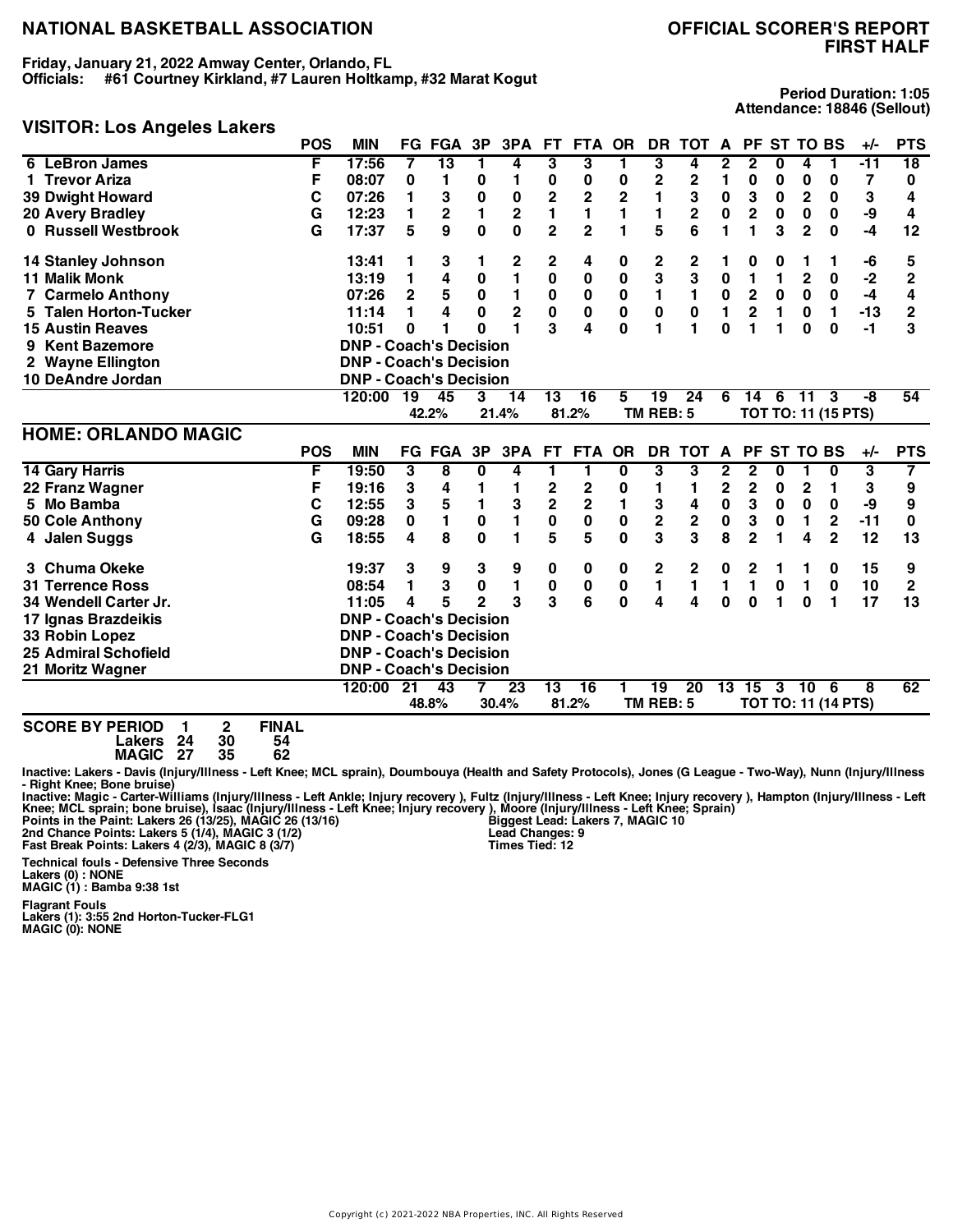# NATIONAL BASKETBALL ASSOCIATION

## OFFICIAL SCORER'S REPORT FIRST HALF

**Friday, January 21, 2022 Amway Center, Orlando, FL**
**Officials: #61 Courtney Kirkland, #7 Lauren Holtkamp, #32 Marat Kogut**

**Period Duration: 1:05**
**Attendance: 18846 (Sellout)**

## VISITOR: Los Angeles Lakers

| | POS | MIN | FG | FGA | 3P | 3PA | FT | FTA | OR | DR | TOT | A | PF | ST | TO | BS | +/- | PTS |
|---|---|---|---|---|---|---|---|---|---|---|---|---|---|---|---|---|---|---|
| 6 LeBron James | F | 17:56 | 7 | 13 | 1 | 4 | 3 | 3 | 1 | 3 | 4 | 2 | 2 | 0 | 4 | 1 | -11 | 18 |
| 1 Trevor Ariza | F | 08:07 | 0 | 1 | 0 | 1 | 0 | 0 | 0 | 2 | 2 | 1 | 0 | 0 | 0 | 0 | 7 | 0 |
| 39 Dwight Howard | C | 07:26 | 1 | 3 | 0 | 0 | 2 | 2 | 2 | 1 | 3 | 0 | 3 | 0 | 2 | 0 | 3 | 4 |
| 20 Avery Bradley | G | 12:23 | 1 | 2 | 1 | 2 | 1 | 1 | 1 | 1 | 2 | 0 | 2 | 0 | 0 | 0 | -9 | 4 |
| 0 Russell Westbrook | G | 17:37 | 5 | 9 | 0 | 0 | 2 | 2 | 1 | 5 | 6 | 1 | 1 | 3 | 2 | 0 | -4 | 12 |
| 14 Stanley Johnson | | 13:41 | 1 | 3 | 1 | 2 | 2 | 4 | 0 | 2 | 2 | 1 | 0 | 0 | 1 | 1 | -6 | 5 |
| 11 Malik Monk | | 13:19 | 1 | 4 | 0 | 1 | 0 | 0 | 0 | 3 | 3 | 0 | 1 | 1 | 2 | 0 | -2 | 2 |
| 7 Carmelo Anthony | | 07:26 | 2 | 5 | 0 | 1 | 0 | 0 | 0 | 1 | 1 | 0 | 2 | 0 | 0 | 0 | -4 | 4 |
| 5 Talen Horton-Tucker | | 11:14 | 1 | 4 | 0 | 2 | 0 | 0 | 0 | 0 | 0 | 1 | 2 | 1 | 0 | 1 | -13 | 2 |
| 15 Austin Reaves | | 10:51 | 0 | 1 | 0 | 1 | 3 | 4 | 0 | 1 | 1 | 0 | 1 | 1 | 0 | 0 | -1 | 3 |
| 9 Kent Bazemore | | DNP - Coach's Decision | | | | | | | | | | | | | | | | |
| 2 Wayne Ellington | | DNP - Coach's Decision | | | | | | | | | | | | | | | | |
| 10 DeAndre Jordan | | DNP - Coach's Decision | | | | | | | | | | | | | | | | |
| | | 120:00 | 19 | 45 | 3 | 14 | 13 | 16 | 5 | 19 | 24 | 6 | 14 | 6 | 11 | 3 | -8 | 54 |
| | | | 42.2% | | 21.4% | | 81.2% | | | TM REB: 5 | | | TOT TO: 11 (15 PTS) | | | | | |

## HOME: ORLANDO MAGIC

| | POS | MIN | FG | FGA | 3P | 3PA | FT | FTA | OR | DR | TOT | A | PF | ST | TO | BS | +/- | PTS |
|---|---|---|---|---|---|---|---|---|---|---|---|---|---|---|---|---|---|---|
| 14 Gary Harris | F | 19:50 | 3 | 8 | 0 | 4 | 1 | 1 | 0 | 3 | 3 | 2 | 2 | 0 | 1 | 0 | 3 | 7 |
| 22 Franz Wagner | F | 19:16 | 3 | 4 | 1 | 1 | 2 | 2 | 0 | 1 | 1 | 2 | 2 | 0 | 2 | 1 | 3 | 9 |
| 5 Mo Bamba | C | 12:55 | 3 | 5 | 1 | 3 | 2 | 2 | 1 | 3 | 4 | 0 | 3 | 0 | 0 | 0 | -9 | 9 |
| 50 Cole Anthony | G | 09:28 | 0 | 1 | 0 | 1 | 0 | 0 | 0 | 2 | 2 | 0 | 3 | 0 | 1 | 2 | -11 | 0 |
| 4 Jalen Suggs | G | 18:55 | 4 | 8 | 0 | 1 | 5 | 5 | 0 | 3 | 3 | 8 | 2 | 1 | 4 | 2 | 12 | 13 |
| 3 Chuma Okeke | | 19:37 | 3 | 9 | 3 | 9 | 0 | 0 | 0 | 2 | 2 | 0 | 2 | 1 | 1 | 0 | 15 | 9 |
| 31 Terrence Ross | | 08:54 | 1 | 3 | 0 | 1 | 0 | 0 | 0 | 1 | 1 | 1 | 1 | 0 | 1 | 0 | 10 | 2 |
| 34 Wendell Carter Jr. | | 11:05 | 4 | 5 | 2 | 3 | 3 | 6 | 0 | 4 | 4 | 0 | 0 | 1 | 0 | 1 | 17 | 13 |
| 17 Ignas Brazdeikis | | DNP - Coach's Decision | | | | | | | | | | | | | | | | |
| 33 Robin Lopez | | DNP - Coach's Decision | | | | | | | | | | | | | | | | |
| 25 Admiral Schofield | | DNP - Coach's Decision | | | | | | | | | | | | | | | | |
| 21 Moritz Wagner | | DNP - Coach's Decision | | | | | | | | | | | | | | | | |
| | | 120:00 | 21 | 43 | 7 | 23 | 13 | 16 | 1 | 19 | 20 | 13 | 15 | 3 | 10 | 6 | 8 | 62 |
| | | | 48.8% | | 30.4% | | 81.2% | | | TM REB: 5 | | | TOT TO: 11 (14 PTS) | | | | | |

**SCORE BY PERIOD**

| | 1 | 2 | FINAL |
|---|---|---|---|
| Lakers | 24 | 30 | 54 |
| MAGIC | 27 | 35 | 62 |

Inactive: Lakers - Davis (Injury/Illness - Left Knee; MCL sprain), Doumbouya (Health and Safety Protocols), Jones (G League - Two-Way), Nunn (Injury/Illness - Right Knee; Bone bruise)
Inactive: Magic - Carter-Williams (Injury/Illness - Left Ankle; Injury recovery ), Fultz (Injury/Illness - Left Knee; Injury recovery ), Hampton (Injury/Illness - Left Knee; MCL sprain; bone bruise), Isaac (Injury/Illness - Left Knee; Injury recovery ), Moore (Injury/Illness - Left Knee; Sprain)

Points in the Paint: Lakers 26 (13/25), MAGIC 26 (13/16)
2nd Chance Points: Lakers 5 (1/4), MAGIC 3 (1/2)
Fast Break Points: Lakers 4 (2/3), MAGIC 8 (3/7)

Biggest Lead: Lakers 7, MAGIC 10
Lead Changes: 9
Times Tied: 12

**Technical fouls - Defensive Three Seconds**
Lakers (0) : NONE
MAGIC (1) : Bamba 9:38 1st

**Flagrant Fouls**
Lakers (1): 3:55 2nd Horton-Tucker-FLG1
MAGIC (0): NONE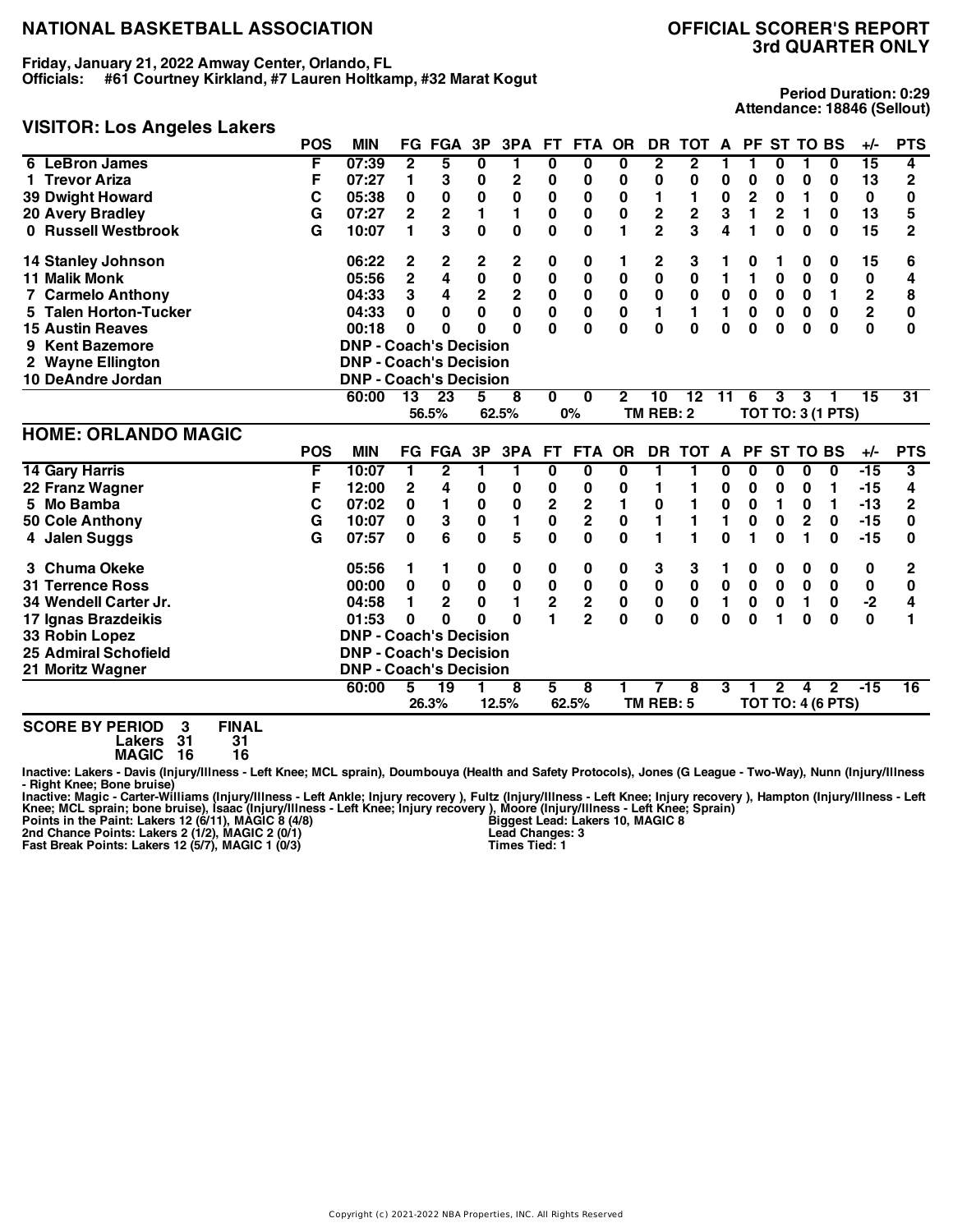# NATIONAL BASKETBALL ASSOCIATION

# OFFICIAL SCORER'S REPORT
## 3rd QUARTER ONLY

**Friday, January 21, 2022 Amway Center, Orlando, FL**
**Officials: #61 Courtney Kirkland, #7 Lauren Holtkamp, #32 Marat Kogut**

**Period Duration: 0:29**
**Attendance: 18846 (Sellout)**

## VISITOR: Los Angeles Lakers

| | POS | MIN | FG | FGA | 3P | 3PA | FT | FTA | OR | DR | TOT | A | PF | ST | TO | BS | +/- | PTS |
|---|---|---|---|---|---|---|---|---|---|---|---|---|---|---|---|---|---|---|
| 6 LeBron James | F | 07:39 | 2 | 5 | 0 | 1 | 0 | 0 | 0 | 2 | 2 | 1 | 1 | 0 | 1 | 0 | 15 | 4 |
| 1 Trevor Ariza | F | 07:27 | 1 | 3 | 0 | 2 | 0 | 0 | 0 | 0 | 0 | 0 | 0 | 0 | 0 | 0 | 13 | 2 |
| 39 Dwight Howard | C | 05:38 | 0 | 0 | 0 | 0 | 0 | 0 | 0 | 1 | 1 | 0 | 2 | 0 | 1 | 0 | 0 | 0 |
| 20 Avery Bradley | G | 07:27 | 2 | 2 | 1 | 1 | 0 | 0 | 0 | 2 | 2 | 3 | 1 | 2 | 1 | 0 | 13 | 5 |
| 0 Russell Westbrook | G | 10:07 | 1 | 3 | 0 | 0 | 0 | 0 | 1 | 2 | 3 | 4 | 1 | 0 | 0 | 0 | 15 | 2 |
| 14 Stanley Johnson | | 06:22 | 2 | 2 | 2 | 2 | 0 | 0 | 1 | 2 | 3 | 1 | 0 | 1 | 0 | 0 | 15 | 6 |
| 11 Malik Monk | | 05:56 | 2 | 4 | 0 | 0 | 0 | 0 | 0 | 0 | 0 | 1 | 1 | 0 | 0 | 0 | 0 | 4 |
| 7 Carmelo Anthony | | 04:33 | 3 | 4 | 2 | 2 | 0 | 0 | 0 | 0 | 0 | 0 | 0 | 0 | 0 | 1 | 2 | 8 |
| 5 Talen Horton-Tucker | | 04:33 | 0 | 0 | 0 | 0 | 0 | 0 | 0 | 1 | 1 | 1 | 0 | 0 | 0 | 0 | 2 | 0 |
| 15 Austin Reaves | | 00:18 | 0 | 0 | 0 | 0 | 0 | 0 | 0 | 0 | 0 | 0 | 0 | 0 | 0 | 0 | 0 | 0 |
| 9 Kent Bazemore | | DNP - Coach's Decision | | | | | | | | | | | | | | | | |
| 2 Wayne Ellington | | DNP - Coach's Decision | | | | | | | | | | | | | | | | |
| 10 DeAndre Jordan | | DNP - Coach's Decision | | | | | | | | | | | | | | | | |
| | | 60:00 | 13 | 23 | 5 | 8 | 0 | 0 | 2 | 10 | 12 | 11 | 6 | 3 | 3 | 1 | 15 | 31 |
| | | | | 56.5% | | 62.5% | | 0% | | TM REB: 2 | | | TOT TO: 3 (1 PTS) | | | | | |

## HOME: ORLANDO MAGIC

| | POS | MIN | FG | FGA | 3P | 3PA | FT | FTA | OR | DR | TOT | A | PF | ST | TO | BS | +/- | PTS |
|---|---|---|---|---|---|---|---|---|---|---|---|---|---|---|---|---|---|---|
| 14 Gary Harris | F | 10:07 | 1 | 2 | 1 | 1 | 0 | 0 | 0 | 1 | 1 | 0 | 0 | 0 | 0 | 0 | -15 | 3 |
| 22 Franz Wagner | F | 12:00 | 2 | 4 | 0 | 0 | 0 | 0 | 0 | 1 | 1 | 0 | 0 | 0 | 0 | 1 | -15 | 4 |
| 5 Mo Bamba | C | 07:02 | 0 | 1 | 0 | 0 | 2 | 2 | 1 | 0 | 1 | 0 | 0 | 1 | 0 | 1 | -13 | 2 |
| 50 Cole Anthony | G | 10:07 | 0 | 3 | 0 | 1 | 0 | 2 | 0 | 1 | 1 | 1 | 0 | 0 | 2 | 0 | -15 | 0 |
| 4 Jalen Suggs | G | 07:57 | 0 | 6 | 0 | 5 | 0 | 0 | 0 | 1 | 1 | 0 | 1 | 0 | 1 | 0 | -15 | 0 |
| 3 Chuma Okeke | | 05:56 | 1 | 1 | 0 | 0 | 0 | 0 | 0 | 3 | 3 | 1 | 0 | 0 | 0 | 0 | 0 | 2 |
| 31 Terrence Ross | | 00:00 | 0 | 0 | 0 | 0 | 0 | 0 | 0 | 0 | 0 | 0 | 0 | 0 | 0 | 0 | 0 | 0 |
| 34 Wendell Carter Jr. | | 04:58 | 1 | 2 | 0 | 1 | 2 | 2 | 0 | 0 | 0 | 1 | 0 | 0 | 1 | 0 | -2 | 4 |
| 17 Ignas Brazdeikis | | 01:53 | 0 | 0 | 0 | 0 | 1 | 2 | 0 | 0 | 0 | 0 | 0 | 1 | 0 | 0 | 0 | 1 |
| 33 Robin Lopez | | DNP - Coach's Decision | | | | | | | | | | | | | | | | |
| 25 Admiral Schofield | | DNP - Coach's Decision | | | | | | | | | | | | | | | | |
| 21 Moritz Wagner | | DNP - Coach's Decision | | | | | | | | | | | | | | | | |
| | | 60:00 | 5 | 19 | 1 | 8 | 5 | 8 | 1 | 7 | 8 | 3 | 1 | 2 | 4 | 2 | -15 | 16 |
| | | | | 26.3% | | 12.5% | | 62.5% | | TM REB: 5 | | | TOT TO: 4 (6 PTS) | | | | | |

| SCORE BY PERIOD | 3 | FINAL |
|---|---|---|
| Lakers | 31 | 31 |
| MAGIC | 16 | 16 |

Inactive: Lakers - Davis (Injury/Illness - Left Knee; MCL sprain), Doumbouya (Health and Safety Protocols), Jones (G League - Two-Way), Nunn (Injury/Illness - Right Knee; Bone bruise)
Inactive: Magic - Carter-Williams (Injury/Illness - Left Ankle; Injury recovery ), Fultz (Injury/Illness - Left Knee; Injury recovery ), Hampton (Injury/Illness - Left Knee; MCL sprain; bone bruise), Isaac (Injury/Illness - Left Knee; Injury recovery ), Moore (Injury/Illness - Left Knee; Sprain)

Points in the Paint: Lakers 12 (6/11), MAGIC 8 (4/8)
2nd Chance Points: Lakers 2 (1/2), MAGIC 2 (0/1)
Fast Break Points: Lakers 12 (5/7), MAGIC 1 (0/3)

Biggest Lead: Lakers 10, MAGIC 8
Lead Changes: 3
Times Tied: 1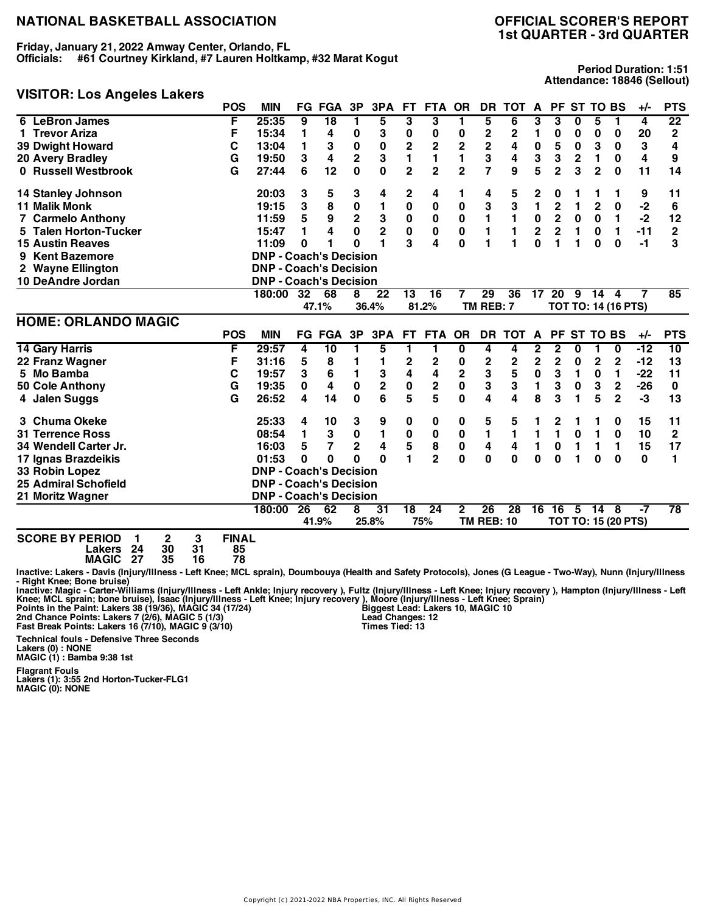# NATIONAL BASKETBALL ASSOCIATION

## OFFICIAL SCORER'S REPORT
## 1st QUARTER - 3rd QUARTER

**Friday, January 21, 2022 Amway Center, Orlando, FL**
**Officials: #61 Courtney Kirkland, #7 Lauren Holtkamp, #32 Marat Kogut**

**Period Duration: 1:51**
**Attendance: 18846 (Sellout)**

### VISITOR: Los Angeles Lakers

| | POS | MIN | FG | FGA | 3P | 3PA | FT | FTA | OR | DR | TOT | A | PF | ST | TO | BS | +/- | PTS |
|---|---|---|---|---|---|---|---|---|---|---|---|---|---|---|---|---|---|---|
| 6 LeBron James | F | 25:35 | 9 | 18 | 1 | 5 | 3 | 3 | 1 | 5 | 6 | 3 | 3 | 0 | 5 | 1 | 4 | 22 |
| 1 Trevor Ariza | F | 15:34 | 1 | 4 | 0 | 3 | 0 | 0 | 0 | 2 | 2 | 1 | 0 | 0 | 0 | 0 | 20 | 2 |
| 39 Dwight Howard | C | 13:04 | 1 | 3 | 0 | 0 | 2 | 2 | 2 | 2 | 4 | 0 | 5 | 0 | 3 | 0 | 3 | 4 |
| 20 Avery Bradley | G | 19:50 | 3 | 4 | 2 | 3 | 1 | 1 | 1 | 3 | 4 | 3 | 3 | 2 | 1 | 0 | 4 | 9 |
| 0 Russell Westbrook | G | 27:44 | 6 | 12 | 0 | 0 | 2 | 2 | 2 | 7 | 9 | 5 | 2 | 3 | 2 | 0 | 11 | 14 |
| 14 Stanley Johnson | | 20:03 | 3 | 5 | 3 | 4 | 2 | 4 | 1 | 4 | 5 | 2 | 0 | 1 | 1 | 1 | 9 | 11 |
| 11 Malik Monk | | 19:15 | 3 | 8 | 0 | 1 | 0 | 0 | 0 | 3 | 3 | 1 | 2 | 1 | 2 | 0 | -2 | 6 |
| 7 Carmelo Anthony | | 11:59 | 5 | 9 | 2 | 3 | 0 | 0 | 0 | 1 | 1 | 0 | 2 | 0 | 0 | 1 | -2 | 12 |
| 5 Talen Horton-Tucker | | 15:47 | 1 | 4 | 0 | 2 | 0 | 0 | 0 | 1 | 1 | 2 | 2 | 1 | 0 | 1 | -11 | 2 |
| 15 Austin Reaves | | 11:09 | 0 | 1 | 0 | 1 | 3 | 4 | 0 | 1 | 1 | 0 | 1 | 1 | 0 | 0 | -1 | 3 |
| 9 Kent Bazemore | | DNP - Coach's Decision | | | | | | | | | | | | | | | | |
| 2 Wayne Ellington | | DNP - Coach's Decision | | | | | | | | | | | | | | | | |
| 10 DeAndre Jordan | | DNP - Coach's Decision | | | | | | | | | | | | | | | | |
| | | 180:00 | 32 | 68 | 8 | 22 | 13 | 16 | 7 | 29 | 36 | 17 | 20 | 9 | 14 | 4 | 7 | 85 |
| | | | 47.1% | | 36.4% | | 81.2% | | TM REB: 7 | | | TOT TO: 14 (16 PTS) | | | | | | |

### HOME: ORLANDO MAGIC

| | POS | MIN | FG | FGA | 3P | 3PA | FT | FTA | OR | DR | TOT | A | PF | ST | TO | BS | +/- | PTS |
|---|---|---|---|---|---|---|---|---|---|---|---|---|---|---|---|---|---|---|
| 14 Gary Harris | F | 29:57 | 4 | 10 | 1 | 5 | 1 | 1 | 0 | 4 | 4 | 2 | 2 | 0 | 1 | 0 | -12 | 10 |
| 22 Franz Wagner | F | 31:16 | 5 | 8 | 1 | 1 | 2 | 2 | 0 | 2 | 2 | 2 | 2 | 0 | 2 | 2 | -12 | 13 |
| 5 Mo Bamba | C | 19:57 | 3 | 6 | 1 | 3 | 4 | 4 | 2 | 3 | 5 | 0 | 3 | 1 | 0 | 1 | -22 | 11 |
| 50 Cole Anthony | G | 19:35 | 0 | 4 | 0 | 2 | 0 | 2 | 0 | 3 | 3 | 1 | 3 | 0 | 3 | 2 | -26 | 0 |
| 4 Jalen Suggs | G | 26:52 | 4 | 14 | 0 | 6 | 5 | 5 | 0 | 4 | 4 | 8 | 3 | 1 | 5 | 2 | -3 | 13 |
| 3 Chuma Okeke | | 25:33 | 4 | 10 | 3 | 9 | 0 | 0 | 0 | 5 | 5 | 1 | 2 | 1 | 1 | 0 | 15 | 11 |
| 31 Terrence Ross | | 08:54 | 1 | 3 | 0 | 1 | 0 | 0 | 0 | 1 | 1 | 1 | 1 | 0 | 1 | 0 | 10 | 2 |
| 34 Wendell Carter Jr. | | 16:03 | 5 | 7 | 2 | 4 | 5 | 8 | 0 | 4 | 4 | 1 | 0 | 1 | 1 | 1 | 15 | 17 |
| 17 Ignas Brazdeikis | | 01:53 | 0 | 0 | 0 | 0 | 1 | 2 | 0 | 0 | 0 | 0 | 0 | 1 | 0 | 0 | 0 | 1 |
| 33 Robin Lopez | | DNP - Coach's Decision | | | | | | | | | | | | | | | | |
| 25 Admiral Schofield | | DNP - Coach's Decision | | | | | | | | | | | | | | | | |
| 21 Moritz Wagner | | DNP - Coach's Decision | | | | | | | | | | | | | | | | |
| | | 180:00 | 26 | 62 | 8 | 31 | 18 | 24 | 2 | 26 | 28 | 16 | 16 | 5 | 14 | 8 | -7 | 78 |
| | | | 41.9% | | 25.8% | | 75% | | TM REB: 10 | | | TOT TO: 15 (20 PTS) | | | | | | |

| SCORE BY PERIOD | 1 | 2 | 3 | FINAL |
|---|---|---|---|---|
| Lakers | 24 | 30 | 31 | 85 |
| MAGIC | 27 | 35 | 16 | 78 |

Inactive: Lakers - Davis (Injury/Illness - Left Knee; MCL sprain), Doumbouya (Health and Safety Protocols), Jones (G League - Two-Way), Nunn (Injury/Illness - Right Knee; Bone bruise)
Inactive: Magic - Carter-Williams (Injury/Illness - Left Ankle; Injury recovery ), Fultz (Injury/Illness - Left Knee; Injury recovery ), Hampton (Injury/Illness - Left Knee; MCL sprain; bone bruise), Isaac (Injury/Illness - Left Knee; Injury recovery ), Moore (Injury/Illness - Left Knee; Sprain)

Points in the Paint: Lakers 38 (19/36), MAGIC 34 (17/24)
2nd Chance Points: Lakers 7 (2/6), MAGIC 5 (1/3)
Fast Break Points: Lakers 16 (7/10), MAGIC 9 (3/10)

Biggest Lead: Lakers 10, MAGIC 10
Lead Changes: 12
Times Tied: 13

**Technical fouls - Defensive Three Seconds**
**Lakers (0) : NONE**
**MAGIC (1) : Bamba 9:38 1st**

**Flagrant Fouls**
**Lakers (1): 3:55 2nd Horton-Tucker-FLG1**
**MAGIC (0): NONE**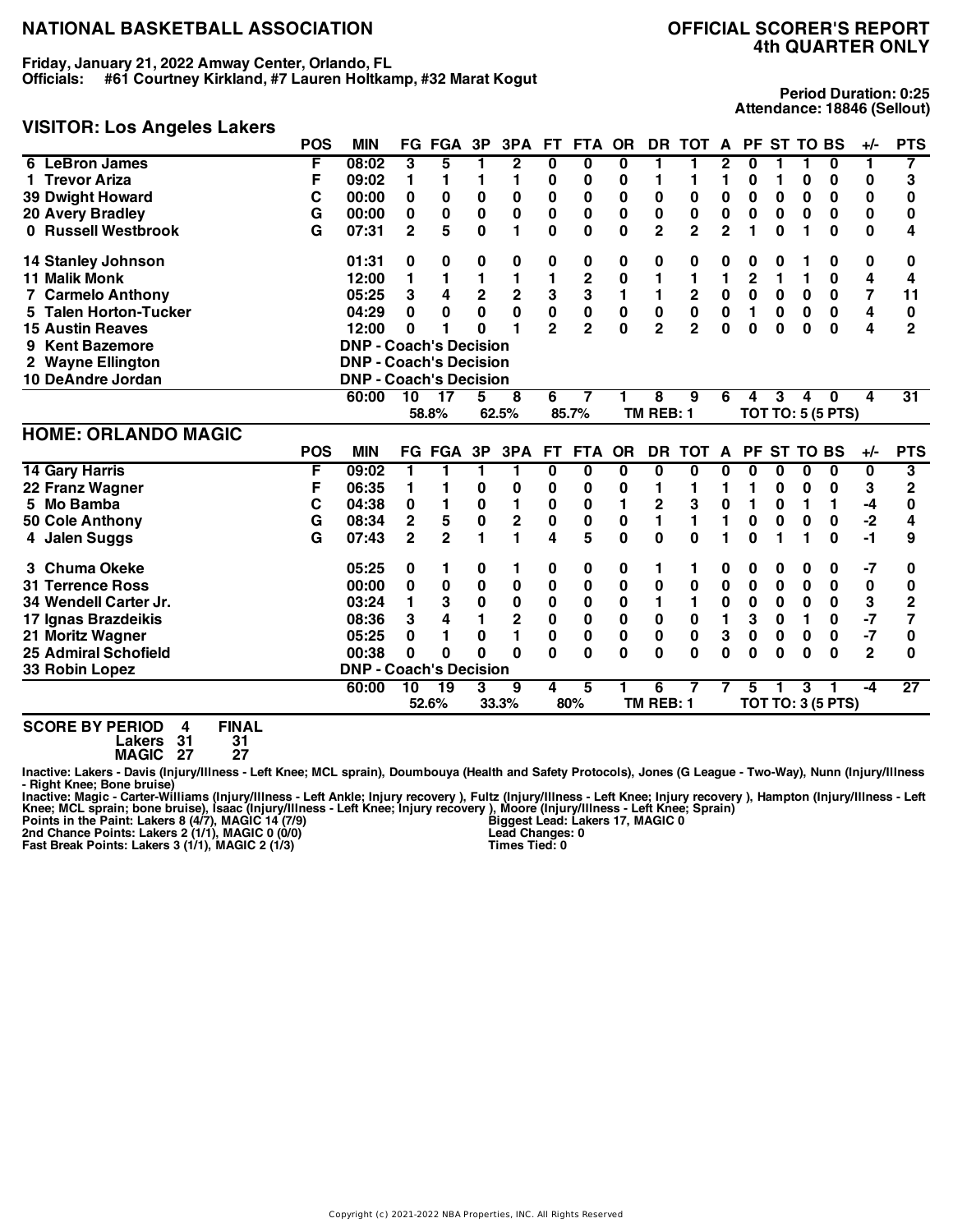# NATIONAL BASKETBALL ASSOCIATION

## OFFICIAL SCORER'S REPORT
## 4th QUARTER ONLY

**Friday, January 21, 2022 Amway Center, Orlando, FL**
**Officials: #61 Courtney Kirkland, #7 Lauren Holtkamp, #32 Marat Kogut**

**Period Duration: 0:25**
**Attendance: 18846 (Sellout)**

## VISITOR: Los Angeles Lakers

| | POS | MIN | FG | FGA | 3P | 3PA | FT | FTA | OR | DR | TOT | A | PF | ST | TO | BS | +/- | PTS |
|---|---|---|---|---|---|---|---|---|---|---|---|---|---|---|---|---|---|---|
| 6 LeBron James | F | 08:02 | 3 | 5 | 1 | 2 | 0 | 0 | 0 | 1 | 1 | 2 | 0 | 1 | 1 | 0 | 1 | 7 |
| 1 Trevor Ariza | F | 09:02 | 1 | 1 | 1 | 1 | 0 | 0 | 0 | 1 | 1 | 1 | 0 | 1 | 0 | 0 | 0 | 3 |
| 39 Dwight Howard | C | 00:00 | 0 | 0 | 0 | 0 | 0 | 0 | 0 | 0 | 0 | 0 | 0 | 0 | 0 | 0 | 0 | 0 |
| 20 Avery Bradley | G | 00:00 | 0 | 0 | 0 | 0 | 0 | 0 | 0 | 0 | 0 | 0 | 0 | 0 | 0 | 0 | 0 | 0 |
| 0 Russell Westbrook | G | 07:31 | 2 | 5 | 0 | 1 | 0 | 0 | 0 | 2 | 2 | 2 | 1 | 0 | 1 | 0 | 0 | 4 |
| 14 Stanley Johnson | | 01:31 | 0 | 0 | 0 | 0 | 0 | 0 | 0 | 0 | 0 | 0 | 0 | 0 | 1 | 0 | 0 | 0 |
| 11 Malik Monk | | 12:00 | 1 | 1 | 1 | 1 | 1 | 2 | 0 | 1 | 1 | 1 | 2 | 1 | 1 | 0 | 4 | 4 |
| 7 Carmelo Anthony | | 05:25 | 3 | 4 | 2 | 2 | 3 | 3 | 1 | 1 | 2 | 0 | 0 | 0 | 0 | 0 | 7 | 11 |
| 5 Talen Horton-Tucker | | 04:29 | 0 | 0 | 0 | 0 | 0 | 0 | 0 | 0 | 0 | 0 | 1 | 0 | 0 | 0 | 4 | 0 |
| 15 Austin Reaves | | 12:00 | 0 | 1 | 0 | 1 | 2 | 2 | 0 | 2 | 2 | 0 | 0 | 0 | 0 | 0 | 4 | 2 |
| 9 Kent Bazemore | | DNP - Coach's Decision | | | | | | | | | | | | | | | | |
| 2 Wayne Ellington | | DNP - Coach's Decision | | | | | | | | | | | | | | | | |
| 10 DeAndre Jordan | | DNP - Coach's Decision | | | | | | | | | | | | | | | | |
| | | 60:00 | 10 | 17 | 5 | 8 | 6 | 7 | 1 | 8 | 9 | 6 | 4 | 3 | 4 | 0 | 4 | 31 |
| | | | | 58.8% | | 62.5% | | 85.7% | | TM REB: 1 | | | TOT TO: 5 (5 PTS) | | | | | |

## HOME: ORLANDO MAGIC

| | POS | MIN | FG | FGA | 3P | 3PA | FT | FTA | OR | DR | TOT | A | PF | ST | TO | BS | +/- | PTS |
|---|---|---|---|---|---|---|---|---|---|---|---|---|---|---|---|---|---|---|
| 14 Gary Harris | F | 09:02 | 1 | 1 | 1 | 1 | 0 | 0 | 0 | 0 | 0 | 0 | 0 | 0 | 0 | 0 | 0 | 3 |
| 22 Franz Wagner | F | 06:35 | 1 | 1 | 0 | 0 | 0 | 0 | 0 | 1 | 1 | 1 | 1 | 0 | 0 | 0 | 3 | 2 |
| 5 Mo Bamba | C | 04:38 | 0 | 1 | 0 | 1 | 0 | 0 | 1 | 2 | 3 | 0 | 1 | 0 | 1 | 1 | -4 | 0 |
| 50 Cole Anthony | G | 08:34 | 2 | 5 | 0 | 2 | 0 | 0 | 0 | 1 | 1 | 1 | 0 | 0 | 0 | 0 | -2 | 4 |
| 4 Jalen Suggs | G | 07:43 | 2 | 2 | 1 | 1 | 4 | 5 | 0 | 0 | 0 | 1 | 0 | 1 | 1 | 0 | -1 | 9 |
| 3 Chuma Okeke | | 05:25 | 0 | 1 | 0 | 1 | 0 | 0 | 0 | 1 | 1 | 0 | 0 | 0 | 0 | 0 | -7 | 0 |
| 31 Terrence Ross | | 00:00 | 0 | 0 | 0 | 0 | 0 | 0 | 0 | 0 | 0 | 0 | 0 | 0 | 0 | 0 | 0 | 0 |
| 34 Wendell Carter Jr. | | 03:24 | 1 | 3 | 0 | 0 | 0 | 0 | 0 | 1 | 1 | 0 | 0 | 0 | 0 | 0 | 3 | 2 |
| 17 Ignas Brazdeikis | | 08:36 | 3 | 4 | 1 | 2 | 0 | 0 | 0 | 0 | 0 | 1 | 3 | 0 | 1 | 0 | -7 | 7 |
| 21 Moritz Wagner | | 05:25 | 0 | 1 | 0 | 1 | 0 | 0 | 0 | 0 | 0 | 3 | 0 | 0 | 0 | 0 | -7 | 0 |
| 25 Admiral Schofield | | 00:38 | 0 | 0 | 0 | 0 | 0 | 0 | 0 | 0 | 0 | 0 | 0 | 0 | 0 | 0 | 2 | 0 |
| 33 Robin Lopez | | DNP - Coach's Decision | | | | | | | | | | | | | | | | |
| | | 60:00 | 10 | 19 | 3 | 9 | 4 | 5 | 1 | 6 | 7 | 7 | 5 | 1 | 3 | 1 | -4 | 27 |
| | | | | 52.6% | | 33.3% | | 80% | | TM REB: 1 | | | TOT TO: 3 (5 PTS) | | | | | |

**SCORE BY PERIOD**

| | 4 | FINAL |
|---|---|---|
| Lakers | 31 | 31 |
| MAGIC | 27 | 27 |

**Inactive: Lakers - Davis (Injury/Illness - Left Knee; MCL sprain), Doumbouya (Health and Safety Protocols), Jones (G League - Two-Way), Nunn (Injury/Illness - Right Knee; Bone bruise)**
**Inactive: Magic - Carter-Williams (Injury/Illness - Left Ankle; Injury recovery ), Fultz (Injury/Illness - Left Knee; Injury recovery ), Hampton (Injury/Illness - Left Knee; MCL sprain; bone bruise), Isaac (Injury/Illness - Left Knee; Injury recovery ), Moore (Injury/Illness - Left Knee; Sprain)**

**Points in the Paint: Lakers 8 (4/7), MAGIC 14 (7/9)**
**2nd Chance Points: Lakers 2 (1/1), MAGIC 0 (0/0)**
**Fast Break Points: Lakers 3 (1/1), MAGIC 2 (1/3)**

**Biggest Lead: Lakers 17, MAGIC 0**
**Lead Changes: 0**
**Times Tied: 0**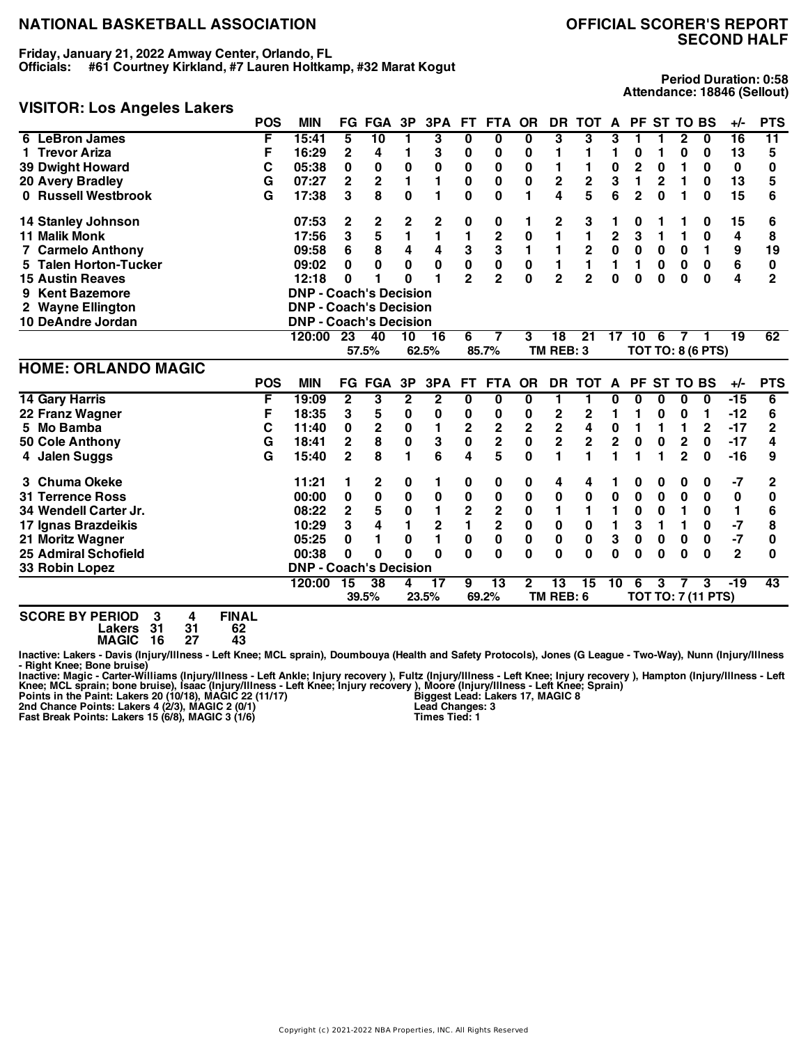# NATIONAL BASKETBALL ASSOCIATION

## OFFICIAL SCORER'S REPORT
## SECOND HALF

**Friday, January 21, 2022 Amway Center, Orlando, FL**
**Officials: #61 Courtney Kirkland, #7 Lauren Holtkamp, #32 Marat Kogut**

**Period Duration: 0:58**
**Attendance: 18846 (Sellout)**

### VISITOR: Los Angeles Lakers

| | POS | MIN | FG | FGA | 3P | 3PA | FT | FTA | OR | DR | TOT | A | PF | ST | TO | BS | +/- | PTS |
|---|---|---|---|---|---|---|---|---|---|---|---|---|---|---|---|---|---|---|
| 6 LeBron James | F | 15:41 | 5 | 10 | 1 | 3 | 0 | 0 | 0 | 3 | 3 | 3 | 1 | 1 | 2 | 0 | 16 | 11 |
| 1 Trevor Ariza | F | 16:29 | 2 | 4 | 1 | 3 | 0 | 0 | 0 | 1 | 1 | 1 | 0 | 1 | 0 | 0 | 13 | 5 |
| 39 Dwight Howard | C | 05:38 | 0 | 0 | 0 | 0 | 0 | 0 | 0 | 1 | 1 | 0 | 2 | 0 | 1 | 0 | 0 | 0 |
| 20 Avery Bradley | G | 07:27 | 2 | 2 | 1 | 1 | 0 | 0 | 0 | 2 | 2 | 3 | 1 | 2 | 1 | 0 | 13 | 5 |
| 0 Russell Westbrook | G | 17:38 | 3 | 8 | 0 | 1 | 0 | 0 | 1 | 4 | 5 | 6 | 2 | 0 | 1 | 0 | 15 | 6 |
| 14 Stanley Johnson | | 07:53 | 2 | 2 | 2 | 2 | 0 | 0 | 1 | 2 | 3 | 1 | 0 | 1 | 1 | 0 | 15 | 6 |
| 11 Malik Monk | | 17:56 | 3 | 5 | 1 | 1 | 1 | 2 | 0 | 1 | 1 | 2 | 3 | 1 | 1 | 0 | 4 | 8 |
| 7 Carmelo Anthony | | 09:58 | 6 | 8 | 4 | 4 | 3 | 3 | 1 | 1 | 2 | 0 | 0 | 0 | 0 | 1 | 9 | 19 |
| 5 Talen Horton-Tucker | | 09:02 | 0 | 0 | 0 | 0 | 0 | 0 | 0 | 1 | 1 | 1 | 1 | 0 | 0 | 0 | 6 | 0 |
| 15 Austin Reaves | | 12:18 | 0 | 1 | 0 | 1 | 2 | 2 | 0 | 2 | 2 | 0 | 0 | 0 | 0 | 0 | 4 | 2 |
| 9 Kent Bazemore | | DNP - Coach's Decision | | | | | | | | | | | | | | | | |
| 2 Wayne Ellington | | DNP - Coach's Decision | | | | | | | | | | | | | | | | |
| 10 DeAndre Jordan | | DNP - Coach's Decision | | | | | | | | | | | | | | | | |
| | | 120:00 | 23 | 40 | 10 | 16 | 6 | 7 | 3 | 18 | 21 | 17 | 10 | 6 | 7 | 1 | 19 | 62 |
| | | | 57.5% | | 62.5% | | 85.7% | | TM REB: 3 | | | TOT TO: 8 (6 PTS) | | | | | | |

### HOME: ORLANDO MAGIC

| | POS | MIN | FG | FGA | 3P | 3PA | FT | FTA | OR | DR | TOT | A | PF | ST | TO | BS | +/- | PTS |
|---|---|---|---|---|---|---|---|---|---|---|---|---|---|---|---|---|---|---|
| 14 Gary Harris | F | 19:09 | 2 | 3 | 2 | 2 | 0 | 0 | 0 | 1 | 1 | 0 | 0 | 0 | 0 | 0 | -15 | 6 |
| 22 Franz Wagner | F | 18:35 | 3 | 5 | 0 | 0 | 0 | 0 | 0 | 2 | 2 | 1 | 1 | 0 | 0 | 1 | -12 | 6 |
| 5 Mo Bamba | C | 11:40 | 0 | 2 | 0 | 1 | 2 | 2 | 2 | 2 | 4 | 0 | 1 | 1 | 1 | 2 | -17 | 2 |
| 50 Cole Anthony | G | 18:41 | 2 | 8 | 0 | 3 | 0 | 2 | 0 | 2 | 2 | 2 | 0 | 0 | 2 | 0 | -17 | 4 |
| 4 Jalen Suggs | G | 15:40 | 2 | 8 | 1 | 6 | 4 | 5 | 0 | 1 | 1 | 1 | 1 | 1 | 2 | 0 | -16 | 9 |
| 3 Chuma Okeke | | 11:21 | 1 | 2 | 0 | 1 | 0 | 0 | 0 | 4 | 4 | 1 | 0 | 0 | 0 | 0 | -7 | 2 |
| 31 Terrence Ross | | 00:00 | 0 | 0 | 0 | 0 | 0 | 0 | 0 | 0 | 0 | 0 | 0 | 0 | 0 | 0 | 0 | 0 |
| 34 Wendell Carter Jr. | | 08:22 | 2 | 5 | 0 | 1 | 2 | 2 | 0 | 1 | 1 | 1 | 0 | 0 | 1 | 0 | 1 | 6 |
| 17 Ignas Brazdeikis | | 10:29 | 3 | 4 | 1 | 2 | 1 | 2 | 0 | 0 | 0 | 1 | 3 | 1 | 1 | 0 | -7 | 8 |
| 21 Moritz Wagner | | 05:25 | 0 | 1 | 0 | 1 | 0 | 0 | 0 | 0 | 0 | 3 | 0 | 0 | 0 | 0 | -7 | 0 |
| 25 Admiral Schofield | | 00:38 | 0 | 0 | 0 | 0 | 0 | 0 | 0 | 0 | 0 | 0 | 0 | 0 | 0 | 0 | 2 | 0 |
| 33 Robin Lopez | | DNP - Coach's Decision | | | | | | | | | | | | | | | | |
| | | 120:00 | 15 | 38 | 4 | 17 | 9 | 13 | 2 | 13 | 15 | 10 | 6 | 3 | 7 | 3 | -19 | 43 |
| | | | 39.5% | | 23.5% | | 69.2% | | TM REB: 6 | | | TOT TO: 7 (11 PTS) | | | | | | |

| SCORE BY PERIOD | 3 | 4 | FINAL |
|---|---|---|---|
| Lakers | 31 | 31 | 62 |
| MAGIC | 16 | 27 | 43 |

Inactive: Lakers - Davis (Injury/Illness - Left Knee; MCL sprain), Doumbouya (Health and Safety Protocols), Jones (G League - Two-Way), Nunn (Injury/Illness - Right Knee; Bone bruise)
Inactive: Magic - Carter-Williams (Injury/Illness - Left Ankle; Injury recovery ), Fultz (Injury/Illness - Left Knee; Injury recovery ), Hampton (Injury/Illness - Left Knee; MCL sprain; bone bruise), Isaac (Injury/Illness - Left Knee; Injury recovery ), Moore (Injury/Illness - Left Knee; Sprain)

Points in the Paint: Lakers 20 (10/18), MAGIC 22 (11/17)
2nd Chance Points: Lakers 4 (2/3), MAGIC 2 (0/1)
Fast Break Points: Lakers 15 (6/8), MAGIC 3 (1/6)

Biggest Lead: Lakers 17, MAGIC 8
Lead Changes: 3
Times Tied: 1

Copyright (c) 2021-2022 NBA Properties, INC. All Rights Reserved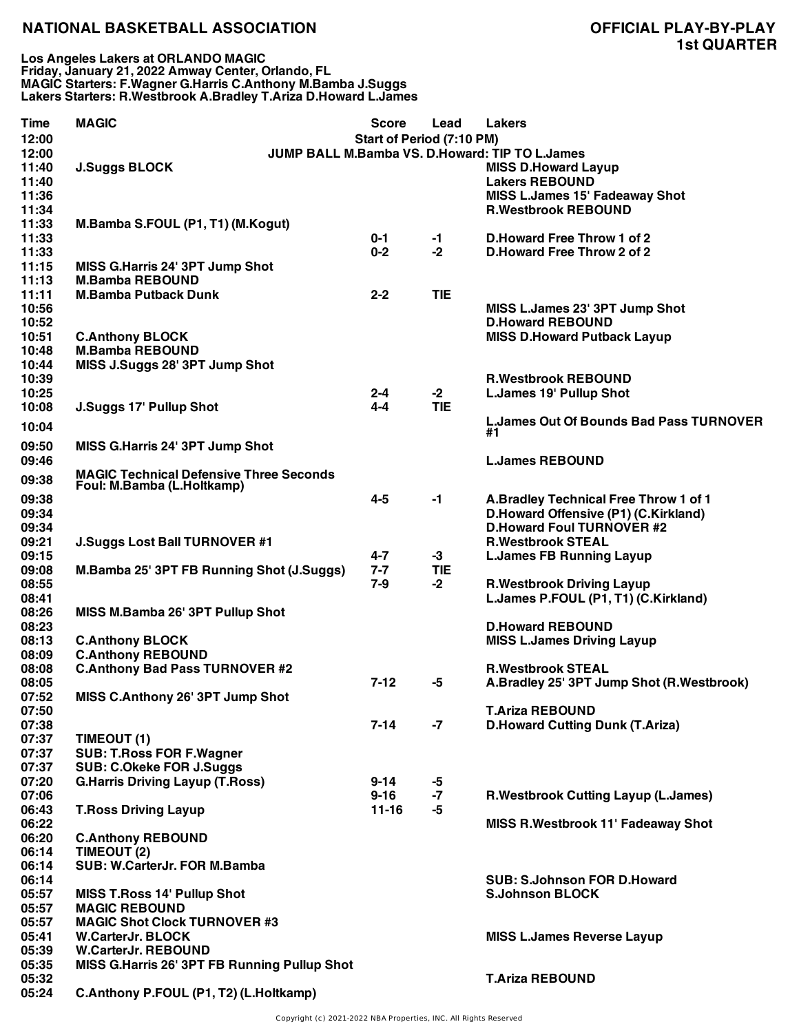# NATIONAL BASKETBALL ASSOCIATION

## OFFICIAL PLAY-BY-PLAY
## 1st QUARTER

**Los Angeles Lakers at ORLANDO MAGIC**
**Friday, January 21, 2022 Amway Center, Orlando, FL**
**MAGIC Starters: F.Wagner G.Harris C.Anthony M.Bamba J.Suggs**
**Lakers Starters: R.Westbrook A.Bradley T.Ariza D.Howard L.James**

| Time | MAGIC | Score | Lead | Lakers |
|---|---|---|---|---|
| 12:00 | | Start of Period (7:10 PM) | | |
| 12:00 | JUMP BALL M.Bamba VS. D.Howard: TIP TO L.James | | | |
| 11:40 | J.Suggs BLOCK | | | MISS D.Howard Layup |
| 11:40 | | | | Lakers REBOUND |
| 11:36 | | | | MISS L.James 15' Fadeaway Shot |
| 11:34 | | | | R.Westbrook REBOUND |
| 11:33 | M.Bamba S.FOUL (P1, T1) (M.Kogut) | | | |
| 11:33 | | 0-1 | -1 | D.Howard Free Throw 1 of 2 |
| 11:33 | | 0-2 | -2 | D.Howard Free Throw 2 of 2 |
| 11:15 | MISS G.Harris 24' 3PT Jump Shot | | | |
| 11:13 | M.Bamba REBOUND | | | |
| 11:11 | M.Bamba Putback Dunk | 2-2 | TIE | |
| 10:56 | | | | MISS L.James 23' 3PT Jump Shot |
| 10:52 | | | | D.Howard REBOUND |
| 10:51 | C.Anthony BLOCK | | | MISS D.Howard Putback Layup |
| 10:48 | M.Bamba REBOUND | | | |
| 10:44 | MISS J.Suggs 28' 3PT Jump Shot | | | |
| 10:39 | | | | R.Westbrook REBOUND |
| 10:25 | | 2-4 | -2 | L.James 19' Pullup Shot |
| 10:08 | J.Suggs 17' Pullup Shot | 4-4 | TIE | |
| 10:04 | | | | L.James Out Of Bounds Bad Pass TURNOVER #1 |
| 09:50 | MISS G.Harris 24' 3PT Jump Shot | | | |
| 09:46 | | | | L.James REBOUND |
| 09:38 | MAGIC Technical Defensive Three Seconds Foul: M.Bamba (L.Holtkamp) | | | |
| 09:38 | | 4-5 | -1 | A.Bradley Technical Free Throw 1 of 1 |
| 09:34 | | | | D.Howard Offensive (P1) (C.Kirkland) |
| 09:34 | | | | D.Howard Foul TURNOVER #2 |
| 09:21 | J.Suggs Lost Ball TURNOVER #1 | | | R.Westbrook STEAL |
| 09:15 | | 4-7 | -3 | L.James FB Running Layup |
| 09:08 | M.Bamba 25' 3PT FB Running Shot (J.Suggs) | 7-7 | TIE | |
| 08:55 | | 7-9 | -2 | R.Westbrook Driving Layup |
| 08:41 | | | | L.James P.FOUL (P1, T1) (C.Kirkland) |
| 08:26 | MISS M.Bamba 26' 3PT Pullup Shot | | | |
| 08:23 | | | | D.Howard REBOUND |
| 08:13 | C.Anthony BLOCK | | | MISS L.James Driving Layup |
| 08:09 | C.Anthony REBOUND | | | |
| 08:08 | C.Anthony Bad Pass TURNOVER #2 | | | R.Westbrook STEAL |
| 08:05 | | 7-12 | -5 | A.Bradley 25' 3PT Jump Shot (R.Westbrook) |
| 07:52 | MISS C.Anthony 26' 3PT Jump Shot | | | |
| 07:50 | | | | T.Ariza REBOUND |
| 07:38 | | 7-14 | -7 | D.Howard Cutting Dunk (T.Ariza) |
| 07:37 | TIMEOUT (1) | | | |
| 07:37 | SUB: T.Ross FOR F.Wagner | | | |
| 07:37 | SUB: C.Okeke FOR J.Suggs | | | |
| 07:20 | G.Harris Driving Layup (T.Ross) | 9-14 | -5 | |
| 07:06 | | 9-16 | -7 | R.Westbrook Cutting Layup (L.James) |
| 06:43 | T.Ross Driving Layup | 11-16 | -5 | |
| 06:22 | | | | MISS R.Westbrook 11' Fadeaway Shot |
| 06:20 | C.Anthony REBOUND | | | |
| 06:14 | TIMEOUT (2) | | | |
| 06:14 | SUB: W.CarterJr. FOR M.Bamba | | | |
| 06:14 | | | | SUB: S.Johnson FOR D.Howard |
| 05:57 | MISS T.Ross 14' Pullup Shot | | | S.Johnson BLOCK |
| 05:57 | MAGIC REBOUND | | | |
| 05:57 | MAGIC Shot Clock TURNOVER #3 | | | |
| 05:41 | W.CarterJr. BLOCK | | | MISS L.James Reverse Layup |
| 05:39 | W.CarterJr. REBOUND | | | |
| 05:35 | MISS G.Harris 26' 3PT FB Running Pullup Shot | | | |
| 05:32 | | | | T.Ariza REBOUND |
| 05:24 | C.Anthony P.FOUL (P1, T2) (L.Holtkamp) | | | |

Copyright (c) 2021-2022 NBA Properties, INC. All Rights Reserved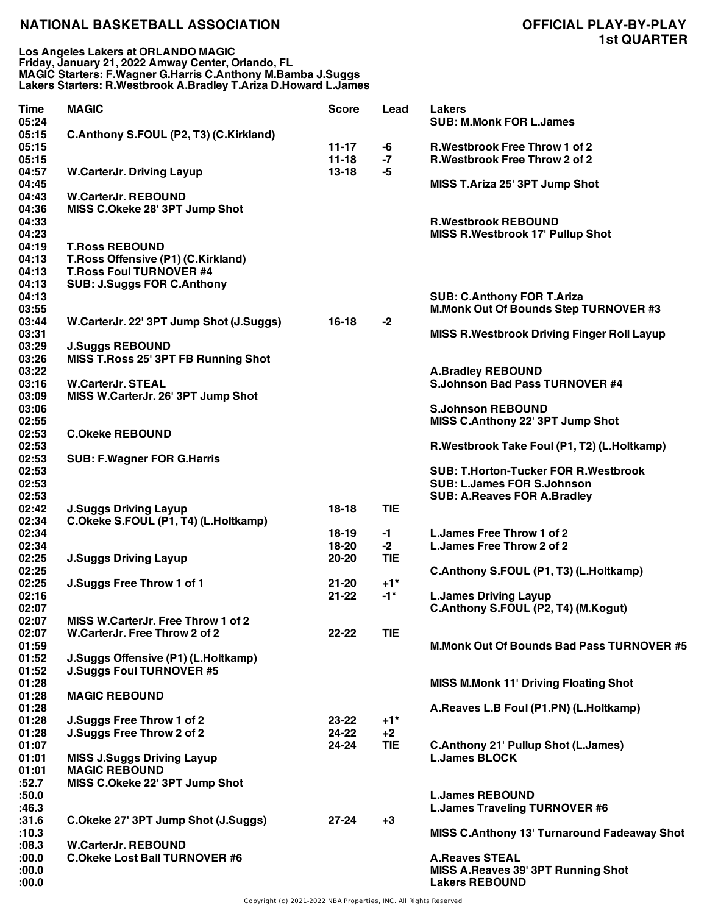## NATIONAL BASKETBALL ASSOCIATION

## OFFICIAL PLAY-BY-PLAY
### 1st QUARTER

**Los Angeles Lakers at ORLANDO MAGIC**
**Friday, January 21, 2022 Amway Center, Orlando, FL**
**MAGIC Starters: F.Wagner G.Harris C.Anthony M.Bamba J.Suggs**
**Lakers Starters: R.Westbrook A.Bradley T.Ariza D.Howard L.James**

| Time | MAGIC | Score | Lead | Lakers |
|---|---|---|---|---|
| 05:24 | | | | SUB: M.Monk FOR L.James |
| 05:15 | C.Anthony S.FOUL (P2, T3) (C.Kirkland) | | | |
| 05:15 | | 11-17 | -6 | R.Westbrook Free Throw 1 of 2 |
| 05:15 | | 11-18 | -7 | R.Westbrook Free Throw 2 of 2 |
| 04:57 | W.CarterJr. Driving Layup | 13-18 | -5 | |
| 04:45 | | | | MISS T.Ariza 25' 3PT Jump Shot |
| 04:43 | W.CarterJr. REBOUND | | | |
| 04:36 | MISS C.Okeke 28' 3PT Jump Shot | | | |
| 04:33 | | | | R.Westbrook REBOUND |
| 04:23 | | | | MISS R.Westbrook 17' Pullup Shot |
| 04:19 | T.Ross REBOUND | | | |
| 04:13 | T.Ross Offensive (P1) (C.Kirkland) | | | |
| 04:13 | T.Ross Foul TURNOVER #4 | | | |
| 04:13 | SUB: J.Suggs FOR C.Anthony | | | |
| 04:13 | | | | SUB: C.Anthony FOR T.Ariza |
| 03:55 | | | | M.Monk Out Of Bounds Step TURNOVER #3 |
| 03:44 | W.CarterJr. 22' 3PT Jump Shot (J.Suggs) | 16-18 | -2 | |
| 03:31 | | | | MISS R.Westbrook Driving Finger Roll Layup |
| 03:29 | J.Suggs REBOUND | | | |
| 03:26 | MISS T.Ross 25' 3PT FB Running Shot | | | |
| 03:22 | | | | A.Bradley REBOUND |
| 03:16 | W.CarterJr. STEAL | | | S.Johnson Bad Pass TURNOVER #4 |
| 03:09 | MISS W.CarterJr. 26' 3PT Jump Shot | | | |
| 03:06 | | | | S.Johnson REBOUND |
| 02:55 | | | | MISS C.Anthony 22' 3PT Jump Shot |
| 02:53 | C.Okeke REBOUND | | | |
| 02:53 | | | | R.Westbrook Take Foul (P1, T2) (L.Holtkamp) |
| 02:53 | SUB: F.Wagner FOR G.Harris | | | |
| 02:53 | | | | SUB: T.Horton-Tucker FOR R.Westbrook |
| 02:53 | | | | SUB: L.James FOR S.Johnson |
| 02:53 | | | | SUB: A.Reaves FOR A.Bradley |
| 02:42 | J.Suggs Driving Layup | 18-18 | TIE | |
| 02:34 | C.Okeke S.FOUL (P1, T4) (L.Holtkamp) | | | |
| 02:34 | | 18-19 | -1 | L.James Free Throw 1 of 2 |
| 02:34 | | 18-20 | -2 | L.James Free Throw 2 of 2 |
| 02:25 | J.Suggs Driving Layup | 20-20 | TIE | |
| 02:25 | | | | C.Anthony S.FOUL (P1, T3) (L.Holtkamp) |
| 02:25 | J.Suggs Free Throw 1 of 1 | 21-20 | +1* | |
| 02:16 | | 21-22 | -1* | L.James Driving Layup |
| 02:07 | | | | C.Anthony S.FOUL (P2, T4) (M.Kogut) |
| 02:07 | MISS W.CarterJr. Free Throw 1 of 2 | | | |
| 02:07 | W.CarterJr. Free Throw 2 of 2 | 22-22 | TIE | |
| 01:59 | | | | M.Monk Out Of Bounds Bad Pass TURNOVER #5 |
| 01:52 | J.Suggs Offensive (P1) (L.Holtkamp) | | | |
| 01:52 | J.Suggs Foul TURNOVER #5 | | | |
| 01:28 | | | | MISS M.Monk 11' Driving Floating Shot |
| 01:28 | MAGIC REBOUND | | | |
| 01:28 | | | | A.Reaves L.B Foul (P1.PN) (L.Holtkamp) |
| 01:28 | J.Suggs Free Throw 1 of 2 | 23-22 | +1* | |
| 01:28 | J.Suggs Free Throw 2 of 2 | 24-22 | +2 | |
| 01:07 | | 24-24 | TIE | C.Anthony 21' Pullup Shot (L.James) |
| 01:01 | MISS J.Suggs Driving Layup | | | L.James BLOCK |
| 01:01 | MAGIC REBOUND | | | |
| :52.7 | MISS C.Okeke 22' 3PT Jump Shot | | | |
| :50.0 | | | | L.James REBOUND |
| :46.3 | | | | L.James Traveling TURNOVER #6 |
| :31.6 | C.Okeke 27' 3PT Jump Shot (J.Suggs) | 27-24 | +3 | |
| :10.3 | | | | MISS C.Anthony 13' Turnaround Fadeaway Shot |
| :08.3 | W.CarterJr. REBOUND | | | |
| :00.0 | C.Okeke Lost Ball TURNOVER #6 | | | A.Reaves STEAL |
| :00.0 | | | | MISS A.Reaves 39' 3PT Running Shot |
| :00.0 | | | | Lakers REBOUND |

Copyright (c) 2021-2022 NBA Properties, INC. All Rights Reserved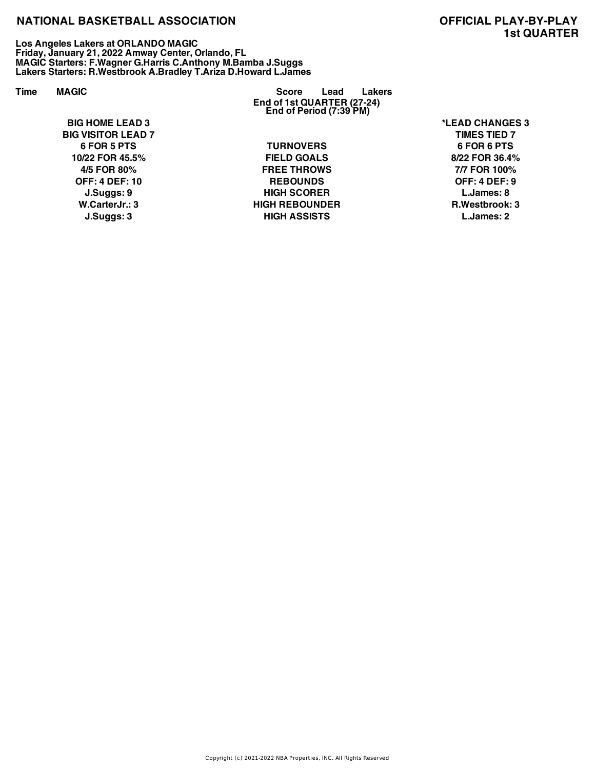# NATIONAL BASKETBALL ASSOCIATION

## OFFICIAL PLAY-BY-PLAY
## 1st QUARTER

**Los Angeles Lakers at ORLANDO MAGIC**
**Friday, January 21, 2022 Amway Center, Orlando, FL**
**MAGIC Starters: F.Wagner G.Harris C.Anthony M.Bamba J.Suggs**
**Lakers Starters: R.Westbrook A.Bradley T.Ariza D.Howard L.James**

| Time | MAGIC | Score | Lead | Lakers |
|---|---|---|---|---|
| | | End of 1st QUARTER (27-24) | | |
| | | End of Period (7:39 PM) | | |

| MAGIC | | Lakers |
|---|---|---|
| BIG HOME LEAD 3 | | *LEAD CHANGES 3 |
| BIG VISITOR LEAD 7 | | TIMES TIED 7 |
| 6 FOR 5 PTS | TURNOVERS | 6 FOR 6 PTS |
| 10/22 FOR 45.5% | FIELD GOALS | 8/22 FOR 36.4% |
| 4/5 FOR 80% | FREE THROWS | 7/7 FOR 100% |
| OFF: 4 DEF: 10 | REBOUNDS | OFF: 4 DEF: 9 |
| J.Suggs: 9 | HIGH SCORER | L.James: 8 |
| W.CarterJr.: 3 | HIGH REBOUNDER | R.Westbrook: 3 |
| J.Suggs: 3 | HIGH ASSISTS | L.James: 2 |

Copyright (c) 2021-2022 NBA Properties, INC. All Rights Reserved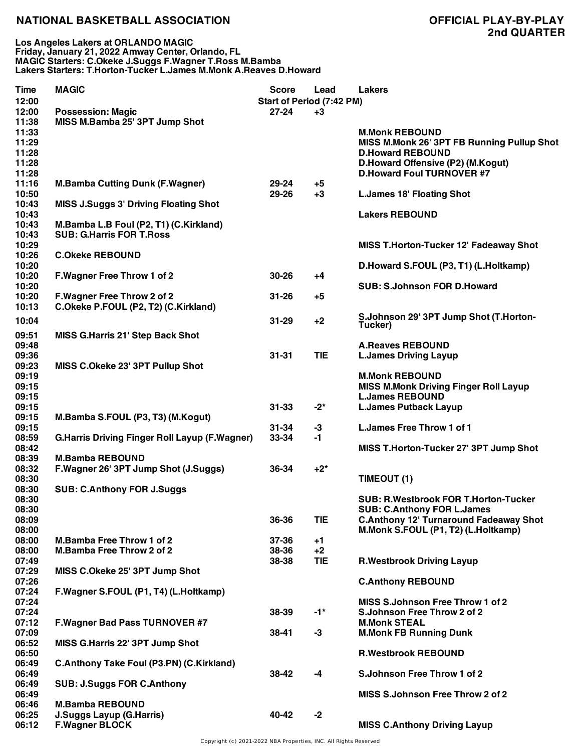# NATIONAL BASKETBALL ASSOCIATION

## OFFICIAL PLAY-BY-PLAY
## 2nd QUARTER

**Los Angeles Lakers at ORLANDO MAGIC**
**Friday, January 21, 2022 Amway Center, Orlando, FL**
**MAGIC Starters: C.Okeke J.Suggs F.Wagner T.Ross M.Bamba**
**Lakers Starters: T.Horton-Tucker L.James M.Monk A.Reaves D.Howard**

| Time | MAGIC | Score | Lead | Lakers |
|---|---|---|---|---|
| 12:00 | | Start of Period (7:42 PM) | | |
| 12:00 | Possession: Magic | 27-24 | +3 | |
| 11:38 | MISS M.Bamba 25' 3PT Jump Shot | | | |
| 11:33 | | | | M.Monk REBOUND |
| 11:29 | | | | MISS M.Monk 26' 3PT FB Running Pullup Shot |
| 11:28 | | | | D.Howard REBOUND |
| 11:28 | | | | D.Howard Offensive (P2) (M.Kogut) |
| 11:28 | | | | D.Howard Foul TURNOVER #7 |
| 11:16 | M.Bamba Cutting Dunk (F.Wagner) | 29-24 | +5 | |
| 10:50 | | 29-26 | +3 | L.James 18' Floating Shot |
| 10:43 | MISS J.Suggs 3' Driving Floating Shot | | | |
| 10:43 | | | | Lakers REBOUND |
| 10:43 | M.Bamba L.B Foul (P2, T1) (C.Kirkland) | | | |
| 10:43 | SUB: G.Harris FOR T.Ross | | | |
| 10:29 | | | | MISS T.Horton-Tucker 12' Fadeaway Shot |
| 10:26 | C.Okeke REBOUND | | | |
| 10:20 | | | | D.Howard S.FOUL (P3, T1) (L.Holtkamp) |
| 10:20 | F.Wagner Free Throw 1 of 2 | 30-26 | +4 | |
| 10:20 | | | | SUB: S.Johnson FOR D.Howard |
| 10:20 | F.Wagner Free Throw 2 of 2 | 31-26 | +5 | |
| 10:13 | C.Okeke P.FOUL (P2, T2) (C.Kirkland) | | | |
| 10:04 | | 31-29 | +2 | S.Johnson 29' 3PT Jump Shot (T.Horton-Tucker) |
| 09:51 | MISS G.Harris 21' Step Back Shot | | | |
| 09:48 | | | | A.Reaves REBOUND |
| 09:36 | | 31-31 | TIE | L.James Driving Layup |
| 09:23 | MISS C.Okeke 23' 3PT Pullup Shot | | | |
| 09:19 | | | | M.Monk REBOUND |
| 09:15 | | | | MISS M.Monk Driving Finger Roll Layup |
| 09:15 | | | | L.James REBOUND |
| 09:15 | | 31-33 | -2* | L.James Putback Layup |
| 09:15 | M.Bamba S.FOUL (P3, T3) (M.Kogut) | | | |
| 09:15 | | 31-34 | -3 | L.James Free Throw 1 of 1 |
| 08:59 | G.Harris Driving Finger Roll Layup (F.Wagner) | 33-34 | -1 | |
| 08:42 | | | | MISS T.Horton-Tucker 27' 3PT Jump Shot |
| 08:39 | M.Bamba REBOUND | | | |
| 08:32 | F.Wagner 26' 3PT Jump Shot (J.Suggs) | 36-34 | +2* | |
| 08:30 | | | | TIMEOUT (1) |
| 08:30 | SUB: C.Anthony FOR J.Suggs | | | |
| 08:30 | | | | SUB: R.Westbrook FOR T.Horton-Tucker |
| 08:30 | | | | SUB: C.Anthony FOR L.James |
| 08:09 | | 36-36 | TIE | C.Anthony 12' Turnaround Fadeaway Shot |
| 08:00 | | | | M.Monk S.FOUL (P1, T2) (L.Holtkamp) |
| 08:00 | M.Bamba Free Throw 1 of 2 | 37-36 | +1 | |
| 08:00 | M.Bamba Free Throw 2 of 2 | 38-36 | +2 | |
| 07:49 | | 38-38 | TIE | R.Westbrook Driving Layup |
| 07:29 | MISS C.Okeke 25' 3PT Jump Shot | | | |
| 07:26 | | | | C.Anthony REBOUND |
| 07:24 | F.Wagner S.FOUL (P1, T4) (L.Holtkamp) | | | |
| 07:24 | | | | MISS S.Johnson Free Throw 1 of 2 |
| 07:24 | | 38-39 | -1* | S.Johnson Free Throw 2 of 2 |
| 07:12 | F.Wagner Bad Pass TURNOVER #7 | | | M.Monk STEAL |
| 07:09 | | 38-41 | -3 | M.Monk FB Running Dunk |
| 06:52 | MISS G.Harris 22' 3PT Jump Shot | | | |
| 06:50 | | | | R.Westbrook REBOUND |
| 06:49 | C.Anthony Take Foul (P3.PN) (C.Kirkland) | | | |
| 06:49 | | 38-42 | -4 | S.Johnson Free Throw 1 of 2 |
| 06:49 | SUB: J.Suggs FOR C.Anthony | | | |
| 06:49 | | | | MISS S.Johnson Free Throw 2 of 2 |
| 06:46 | M.Bamba REBOUND | | | |
| 06:25 | J.Suggs Layup (G.Harris) | 40-42 | -2 | |
| 06:12 | F.Wagner BLOCK | | | MISS C.Anthony Driving Layup |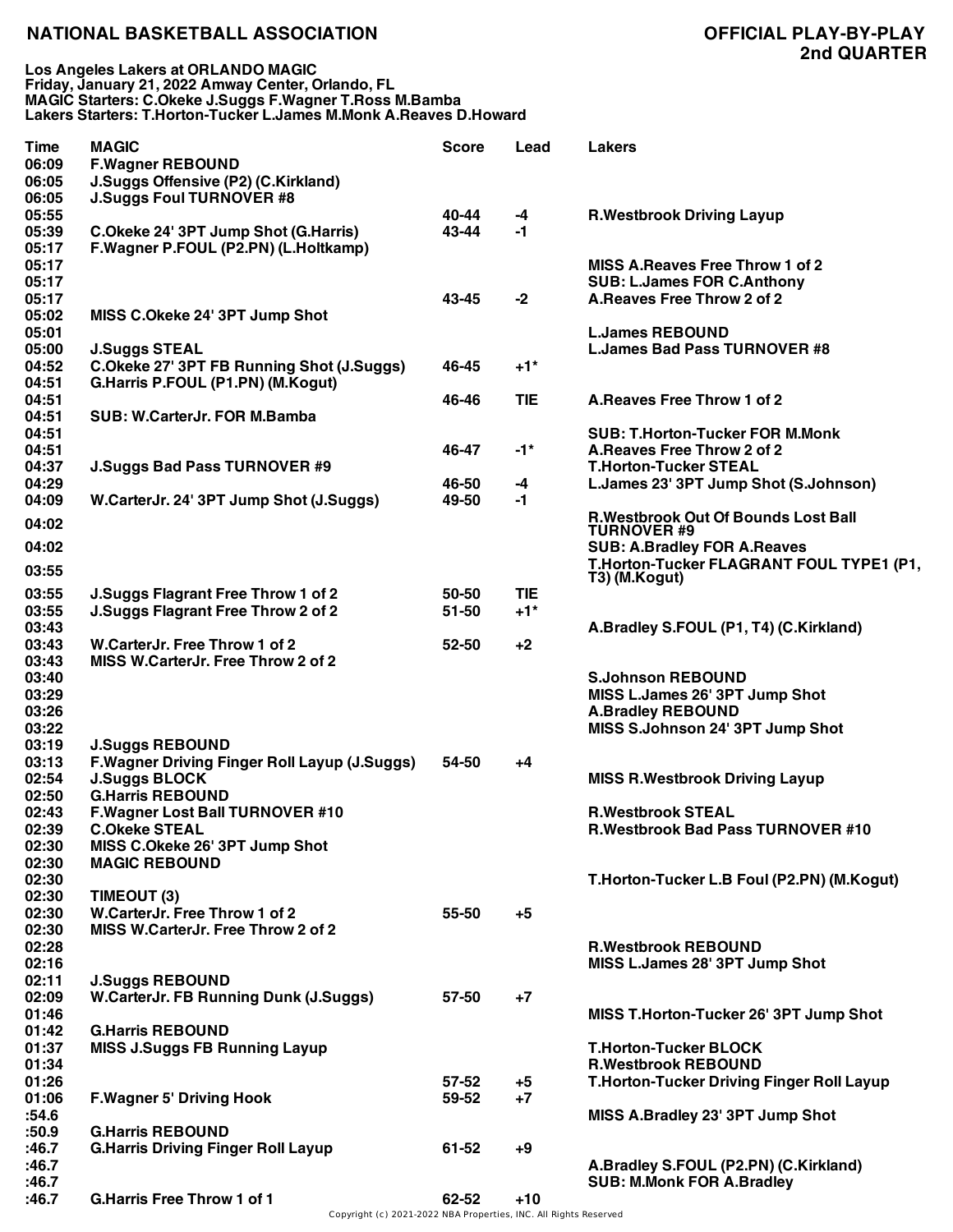# NATIONAL BASKETBALL ASSOCIATION

## OFFICIAL PLAY-BY-PLAY
## 2nd QUARTER

**Los Angeles Lakers at ORLANDO MAGIC**
**Friday, January 21, 2022 Amway Center, Orlando, FL**
**MAGIC Starters: C.Okeke J.Suggs F.Wagner T.Ross M.Bamba**
**Lakers Starters: T.Horton-Tucker L.James M.Monk A.Reaves D.Howard**

| Time | MAGIC | Score | Lead | Lakers |
|---|---|---|---|---|
| 06:09 | F.Wagner REBOUND | | | |
| 06:05 | J.Suggs Offensive (P2) (C.Kirkland) | | | |
| 06:05 | J.Suggs Foul TURNOVER #8 | | | |
| 05:55 | | 40-44 | -4 | R.Westbrook Driving Layup |
| 05:39 | C.Okeke 24' 3PT Jump Shot (G.Harris) | 43-44 | -1 | |
| 05:17 | F.Wagner P.FOUL (P2.PN) (L.Holtkamp) | | | |
| 05:17 | | | | MISS A.Reaves Free Throw 1 of 2 |
| 05:17 | | | | SUB: L.James FOR C.Anthony |
| 05:17 | | 43-45 | -2 | A.Reaves Free Throw 2 of 2 |
| 05:02 | MISS C.Okeke 24' 3PT Jump Shot | | | |
| 05:01 | | | | L.James REBOUND |
| 05:00 | J.Suggs STEAL | | | L.James Bad Pass TURNOVER #8 |
| 04:52 | C.Okeke 27' 3PT FB Running Shot (J.Suggs) | 46-45 | +1* | |
| 04:51 | G.Harris P.FOUL (P1.PN) (M.Kogut) | | | |
| 04:51 | | 46-46 | TIE | A.Reaves Free Throw 1 of 2 |
| 04:51 | SUB: W.CarterJr. FOR M.Bamba | | | |
| 04:51 | | | | SUB: T.Horton-Tucker FOR M.Monk |
| 04:51 | | 46-47 | -1* | A.Reaves Free Throw 2 of 2 |
| 04:37 | J.Suggs Bad Pass TURNOVER #9 | | | T.Horton-Tucker STEAL |
| 04:29 | | 46-50 | -4 | L.James 23' 3PT Jump Shot (S.Johnson) |
| 04:09 | W.CarterJr. 24' 3PT Jump Shot (J.Suggs) | 49-50 | -1 | |
| 04:02 | | | | R.Westbrook Out Of Bounds Lost Ball TURNOVER #9 |
| 04:02 | | | | SUB: A.Bradley FOR A.Reaves |
| 03:55 | | | | T.Horton-Tucker FLAGRANT FOUL TYPE1 (P1, T3) (M.Kogut) |
| 03:55 | J.Suggs Flagrant Free Throw 1 of 2 | 50-50 | TIE | |
| 03:55 | J.Suggs Flagrant Free Throw 2 of 2 | 51-50 | +1* | |
| 03:43 | | | | A.Bradley S.FOUL (P1, T4) (C.Kirkland) |
| 03:43 | W.CarterJr. Free Throw 1 of 2 | 52-50 | +2 | |
| 03:43 | MISS W.CarterJr. Free Throw 2 of 2 | | | |
| 03:40 | | | | S.Johnson REBOUND |
| 03:29 | | | | MISS L.James 26' 3PT Jump Shot |
| 03:26 | | | | A.Bradley REBOUND |
| 03:22 | | | | MISS S.Johnson 24' 3PT Jump Shot |
| 03:19 | J.Suggs REBOUND | | | |
| 03:13 | F.Wagner Driving Finger Roll Layup (J.Suggs) | 54-50 | +4 | |
| 02:54 | J.Suggs BLOCK | | | MISS R.Westbrook Driving Layup |
| 02:50 | G.Harris REBOUND | | | |
| 02:43 | F.Wagner Lost Ball TURNOVER #10 | | | R.Westbrook STEAL |
| 02:39 | C.Okeke STEAL | | | R.Westbrook Bad Pass TURNOVER #10 |
| 02:30 | MISS C.Okeke 26' 3PT Jump Shot | | | |
| 02:30 | MAGIC REBOUND | | | |
| 02:30 | | | | T.Horton-Tucker L.B Foul (P2.PN) (M.Kogut) |
| 02:30 | TIMEOUT (3) | | | |
| 02:30 | W.CarterJr. Free Throw 1 of 2 | 55-50 | +5 | |
| 02:30 | MISS W.CarterJr. Free Throw 2 of 2 | | | |
| 02:28 | | | | R.Westbrook REBOUND |
| 02:16 | | | | MISS L.James 28' 3PT Jump Shot |
| 02:11 | J.Suggs REBOUND | | | |
| 02:09 | W.CarterJr. FB Running Dunk (J.Suggs) | 57-50 | +7 | |
| 01:46 | | | | MISS T.Horton-Tucker 26' 3PT Jump Shot |
| 01:42 | G.Harris REBOUND | | | |
| 01:37 | MISS J.Suggs FB Running Layup | | | T.Horton-Tucker BLOCK |
| 01:34 | | | | R.Westbrook REBOUND |
| 01:26 | | 57-52 | +5 | T.Horton-Tucker Driving Finger Roll Layup |
| 01:06 | F.Wagner 5' Driving Hook | 59-52 | +7 | |
| :54.6 | | | | MISS A.Bradley 23' 3PT Jump Shot |
| :50.9 | G.Harris REBOUND | | | |
| :46.7 | G.Harris Driving Finger Roll Layup | 61-52 | +9 | |
| :46.7 | | | | A.Bradley S.FOUL (P2.PN) (C.Kirkland) |
| :46.7 | | | | SUB: M.Monk FOR A.Bradley |
| :46.7 | G.Harris Free Throw 1 of 1 | 62-52 | +10 | |

Copyright (c) 2021-2022 NBA Properties, INC. All Rights Reserved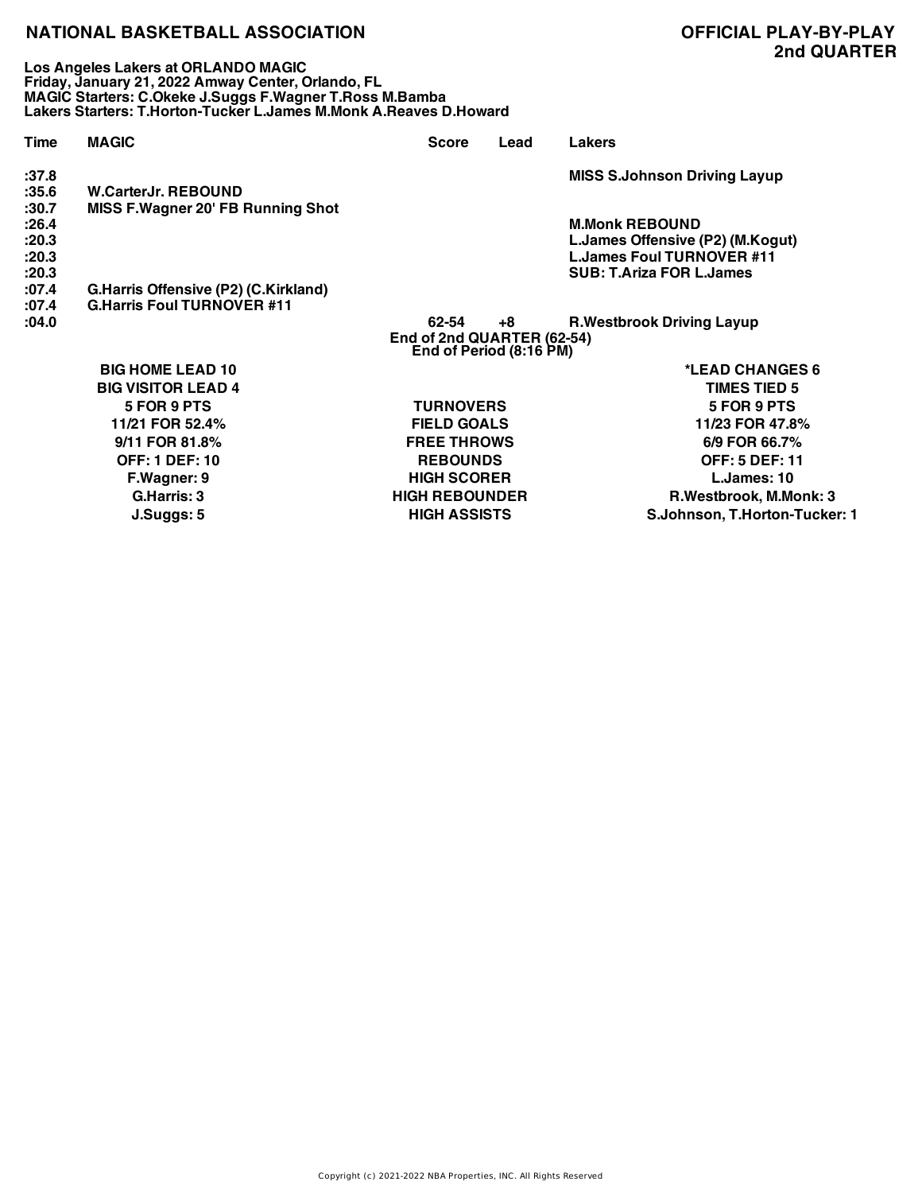# NATIONAL BASKETBALL ASSOCIATION

## OFFICIAL PLAY-BY-PLAY
## 2nd QUARTER

**Los Angeles Lakers at ORLANDO MAGIC**
**Friday, January 21, 2022 Amway Center, Orlando, FL**
**MAGIC Starters: C.Okeke J.Suggs F.Wagner T.Ross M.Bamba**
**Lakers Starters: T.Horton-Tucker L.James M.Monk A.Reaves D.Howard**

| Time | MAGIC | Score | Lead | Lakers |
|---|---|---|---|---|
| :37.8 | | | | MISS S.Johnson Driving Layup |
| :35.6 | W.CarterJr. REBOUND | | | |
| :30.7 | MISS F.Wagner 20' FB Running Shot | | | |
| :26.4 | | | | M.Monk REBOUND |
| :20.3 | | | | L.James Offensive (P2) (M.Kogut) |
| :20.3 | | | | L.James Foul TURNOVER #11 |
| :20.3 | | | | SUB: T.Ariza FOR L.James |
| :07.4 | G.Harris Offensive (P2) (C.Kirkland) | | | |
| :07.4 | G.Harris Foul TURNOVER #11 | | | |
| :04.0 | | 62-54 | +8 | R.Westbrook Driving Layup |

End of 2nd QUARTER (62-54)
End of Period (8:16 PM)

| MAGIC | | Lakers |
|---|---|---|
| BIG HOME LEAD 10 | | *LEAD CHANGES 6 |
| BIG VISITOR LEAD 4 | | TIMES TIED 5 |
| 5 FOR 9 PTS | TURNOVERS | 5 FOR 9 PTS |
| 11/21 FOR 52.4% | FIELD GOALS | 11/23 FOR 47.8% |
| 9/11 FOR 81.8% | FREE THROWS | 6/9 FOR 66.7% |
| OFF: 1 DEF: 10 | REBOUNDS | OFF: 5 DEF: 11 |
| F.Wagner: 9 | HIGH SCORER | L.James: 10 |
| G.Harris: 3 | HIGH REBOUNDER | R.Westbrook, M.Monk: 3 |
| J.Suggs: 5 | HIGH ASSISTS | S.Johnson, T.Horton-Tucker: 1 |

Copyright (c) 2021-2022 NBA Properties, INC. All Rights Reserved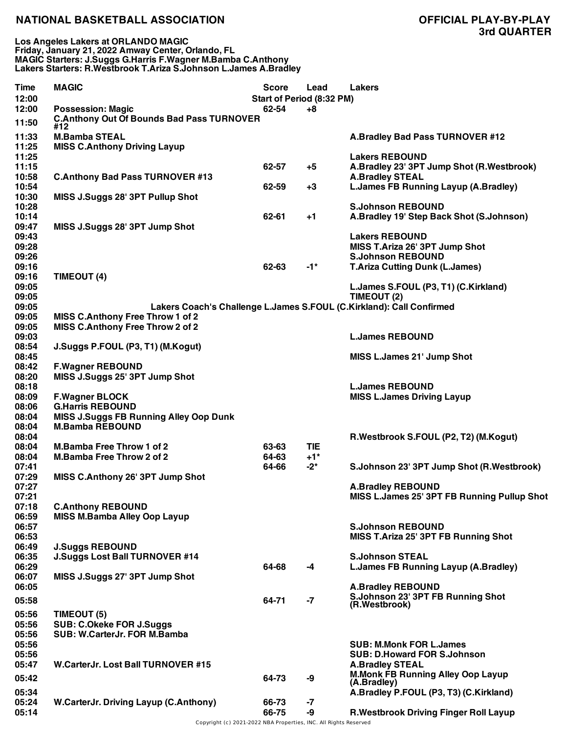# NATIONAL BASKETBALL ASSOCIATION

## OFFICIAL PLAY-BY-PLAY
## 3rd QUARTER

**Los Angeles Lakers at ORLANDO MAGIC**
**Friday, January 21, 2022 Amway Center, Orlando, FL**
**MAGIC Starters: J.Suggs G.Harris F.Wagner M.Bamba C.Anthony**
**Lakers Starters: R.Westbrook T.Ariza S.Johnson L.James A.Bradley**

| Time | MAGIC | Score | Lead | Lakers |
|---|---|---|---|---|
| 12:00 | | Start of Period (8:32 PM) | | |
| 12:00 | Possession: Magic | 62-54 | +8 | |
| 11:50 | C.Anthony Out Of Bounds Bad Pass TURNOVER #12 | | | |
| 11:33 | M.Bamba STEAL | | | A.Bradley Bad Pass TURNOVER #12 |
| 11:25 | MISS C.Anthony Driving Layup | | | |
| 11:25 | | | | Lakers REBOUND |
| 11:15 | | 62-57 | +5 | A.Bradley 23' 3PT Jump Shot (R.Westbrook) |
| 10:58 | C.Anthony Bad Pass TURNOVER #13 | | | A.Bradley STEAL |
| 10:54 | | 62-59 | +3 | L.James FB Running Layup (A.Bradley) |
| 10:30 | MISS J.Suggs 28' 3PT Pullup Shot | | | |
| 10:28 | | | | S.Johnson REBOUND |
| 10:14 | | 62-61 | +1 | A.Bradley 19' Step Back Shot (S.Johnson) |
| 09:47 | MISS J.Suggs 28' 3PT Jump Shot | | | |
| 09:43 | | | | Lakers REBOUND |
| 09:28 | | | | MISS T.Ariza 26' 3PT Jump Shot |
| 09:26 | | | | S.Johnson REBOUND |
| 09:16 | | 62-63 | -1* | T.Ariza Cutting Dunk (L.James) |
| 09:16 | TIMEOUT (4) | | | |
| 09:05 | | | | L.James S.FOUL (P3, T1) (C.Kirkland) |
| 09:05 | | | | TIMEOUT (2) |
| 09:05 | Lakers Coach's Challenge L.James S.FOUL (C.Kirkland): Call Confirmed | | | |
| 09:05 | MISS C.Anthony Free Throw 1 of 2 | | | |
| 09:05 | MISS C.Anthony Free Throw 2 of 2 | | | |
| 09:03 | | | | L.James REBOUND |
| 08:54 | J.Suggs P.FOUL (P3, T1) (M.Kogut) | | | |
| 08:45 | | | | MISS L.James 21' Jump Shot |
| 08:42 | F.Wagner REBOUND | | | |
| 08:20 | MISS J.Suggs 25' 3PT Jump Shot | | | |
| 08:18 | | | | L.James REBOUND |
| 08:09 | F.Wagner BLOCK | | | MISS L.James Driving Layup |
| 08:06 | G.Harris REBOUND | | | |
| 08:04 | MISS J.Suggs FB Running Alley Oop Dunk | | | |
| 08:04 | M.Bamba REBOUND | | | |
| 08:04 | | | | R.Westbrook S.FOUL (P2, T2) (M.Kogut) |
| 08:04 | M.Bamba Free Throw 1 of 2 | 63-63 | TIE | |
| 08:04 | M.Bamba Free Throw 2 of 2 | 64-63 | +1* | |
| 07:41 | | 64-66 | -2* | S.Johnson 23' 3PT Jump Shot (R.Westbrook) |
| 07:29 | MISS C.Anthony 26' 3PT Jump Shot | | | |
| 07:27 | | | | A.Bradley REBOUND |
| 07:21 | | | | MISS L.James 25' 3PT FB Running Pullup Shot |
| 07:18 | C.Anthony REBOUND | | | |
| 06:59 | MISS M.Bamba Alley Oop Layup | | | |
| 06:57 | | | | S.Johnson REBOUND |
| 06:53 | | | | MISS T.Ariza 25' 3PT FB Running Shot |
| 06:49 | J.Suggs REBOUND | | | |
| 06:35 | J.Suggs Lost Ball TURNOVER #14 | | | S.Johnson STEAL |
| 06:29 | | 64-68 | -4 | L.James FB Running Layup (A.Bradley) |
| 06:07 | MISS J.Suggs 27' 3PT Jump Shot | | | |
| 06:05 | | | | A.Bradley REBOUND |
| 05:58 | | 64-71 | -7 | S.Johnson 23' 3PT FB Running Shot (R.Westbrook) |
| 05:56 | TIMEOUT (5) | | | |
| 05:56 | SUB: C.Okeke FOR J.Suggs | | | |
| 05:56 | SUB: W.CarterJr. FOR M.Bamba | | | |
| 05:56 | | | | SUB: M.Monk FOR L.James |
| 05:56 | | | | SUB: D.Howard FOR S.Johnson |
| 05:47 | W.CarterJr. Lost Ball TURNOVER #15 | | | A.Bradley STEAL |
| 05:42 | | 64-73 | -9 | M.Monk FB Running Alley Oop Layup (A.Bradley) |
| 05:34 | | | | A.Bradley P.FOUL (P3, T3) (C.Kirkland) |
| 05:24 | W.CarterJr. Driving Layup (C.Anthony) | 66-73 | -7 | |
| 05:14 | | 66-75 | -9 | R.Westbrook Driving Finger Roll Layup |

Copyright (c) 2021-2022 NBA Properties, INC. All Rights Reserved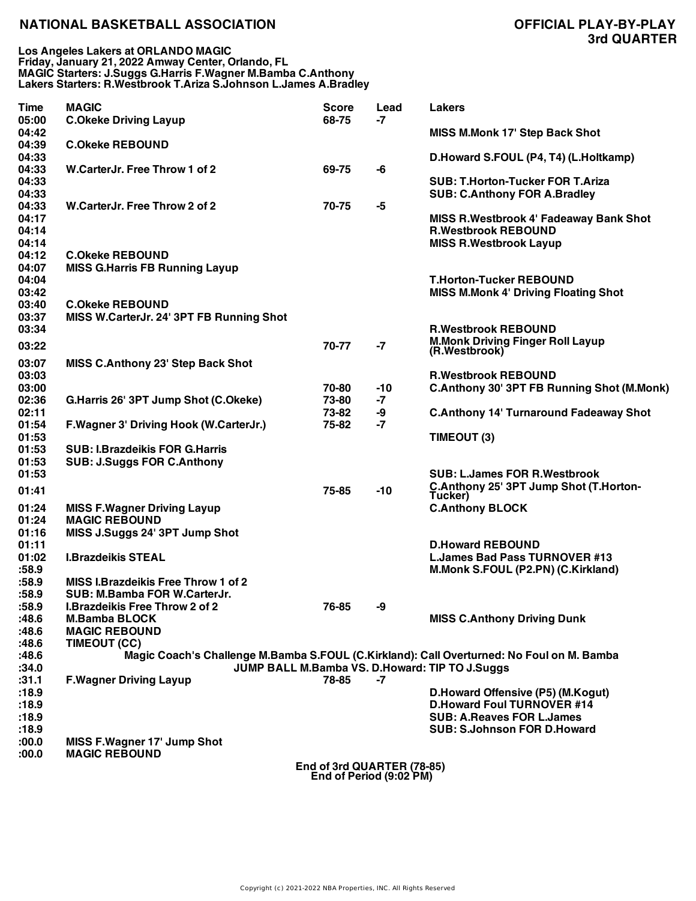# NATIONAL BASKETBALL ASSOCIATION

## OFFICIAL PLAY-BY-PLAY
## 3rd QUARTER

**Los Angeles Lakers at ORLANDO MAGIC**
**Friday, January 21, 2022 Amway Center, Orlando, FL**
**MAGIC Starters: J.Suggs G.Harris F.Wagner M.Bamba C.Anthony**
**Lakers Starters: R.Westbrook T.Ariza S.Johnson L.James A.Bradley**

| Time | MAGIC | Score | Lead | Lakers |
|---|---|---|---|---|
| 05:00 | C.Okeke Driving Layup | 68-75 | -7 | |
| 04:42 | | | | MISS M.Monk 17' Step Back Shot |
| 04:39 | C.Okeke REBOUND | | | |
| 04:33 | | | | D.Howard S.FOUL (P4, T4) (L.Holtkamp) |
| 04:33 | W.CarterJr. Free Throw 1 of 2 | 69-75 | -6 | |
| 04:33 | | | | SUB: T.Horton-Tucker FOR T.Ariza |
| 04:33 | | | | SUB: C.Anthony FOR A.Bradley |
| 04:33 | W.CarterJr. Free Throw 2 of 2 | 70-75 | -5 | |
| 04:17 | | | | MISS R.Westbrook 4' Fadeaway Bank Shot |
| 04:14 | | | | R.Westbrook REBOUND |
| 04:14 | | | | MISS R.Westbrook Layup |
| 04:12 | C.Okeke REBOUND | | | |
| 04:07 | MISS G.Harris FB Running Layup | | | |
| 04:04 | | | | T.Horton-Tucker REBOUND |
| 03:42 | | | | MISS M.Monk 4' Driving Floating Shot |
| 03:40 | C.Okeke REBOUND | | | |
| 03:37 | MISS W.CarterJr. 24' 3PT FB Running Shot | | | |
| 03:34 | | | | R.Westbrook REBOUND |
| 03:22 | | 70-77 | -7 | M.Monk Driving Finger Roll Layup (R.Westbrook) |
| 03:07 | MISS C.Anthony 23' Step Back Shot | | | |
| 03:03 | | | | R.Westbrook REBOUND |
| 03:00 | | 70-80 | -10 | C.Anthony 30' 3PT FB Running Shot (M.Monk) |
| 02:36 | G.Harris 26' 3PT Jump Shot (C.Okeke) | 73-80 | -7 | |
| 02:11 | | 73-82 | -9 | C.Anthony 14' Turnaround Fadeaway Shot |
| 01:54 | F.Wagner 3' Driving Hook (W.CarterJr.) | 75-82 | -7 | |
| 01:53 | | | | TIMEOUT (3) |
| 01:53 | SUB: I.Brazdeikis FOR G.Harris | | | |
| 01:53 | SUB: J.Suggs FOR C.Anthony | | | |
| 01:53 | | | | SUB: L.James FOR R.Westbrook |
| 01:41 | | 75-85 | -10 | C.Anthony 25' 3PT Jump Shot (T.Horton-Tucker) |
| 01:24 | MISS F.Wagner Driving Layup | | | C.Anthony BLOCK |
| 01:24 | MAGIC REBOUND | | | |
| 01:16 | MISS J.Suggs 24' 3PT Jump Shot | | | |
| 01:11 | | | | D.Howard REBOUND |
| 01:02 | I.Brazdeikis STEAL | | | L.James Bad Pass TURNOVER #13 |
| :58.9 | | | | M.Monk S.FOUL (P2.PN) (C.Kirkland) |
| :58.9 | MISS I.Brazdeikis Free Throw 1 of 2 | | | |
| :58.9 | SUB: M.Bamba FOR W.CarterJr. | | | |
| :58.9 | I.Brazdeikis Free Throw 2 of 2 | 76-85 | -9 | |
| :48.6 | M.Bamba BLOCK | | | MISS C.Anthony Driving Dunk |
| :48.6 | MAGIC REBOUND | | | |
| :48.6 | TIMEOUT (CC) | | | |
| :48.6 | Magic Coach's Challenge M.Bamba S.FOUL (C.Kirkland): Call Overturned: No Foul on M. Bamba | | | |
| :34.0 | JUMP BALL M.Bamba VS. D.Howard: TIP TO J.Suggs | | | |
| :31.1 | F.Wagner Driving Layup | 78-85 | -7 | |
| :18.9 | | | | D.Howard Offensive (P5) (M.Kogut) |
| :18.9 | | | | D.Howard Foul TURNOVER #14 |
| :18.9 | | | | SUB: A.Reaves FOR L.James |
| :18.9 | | | | SUB: S.Johnson FOR D.Howard |
| :00.0 | MISS F.Wagner 17' Jump Shot | | | |
| :00.0 | MAGIC REBOUND | | | |

**End of 3rd QUARTER (78-85)**
**End of Period (9:02 PM)**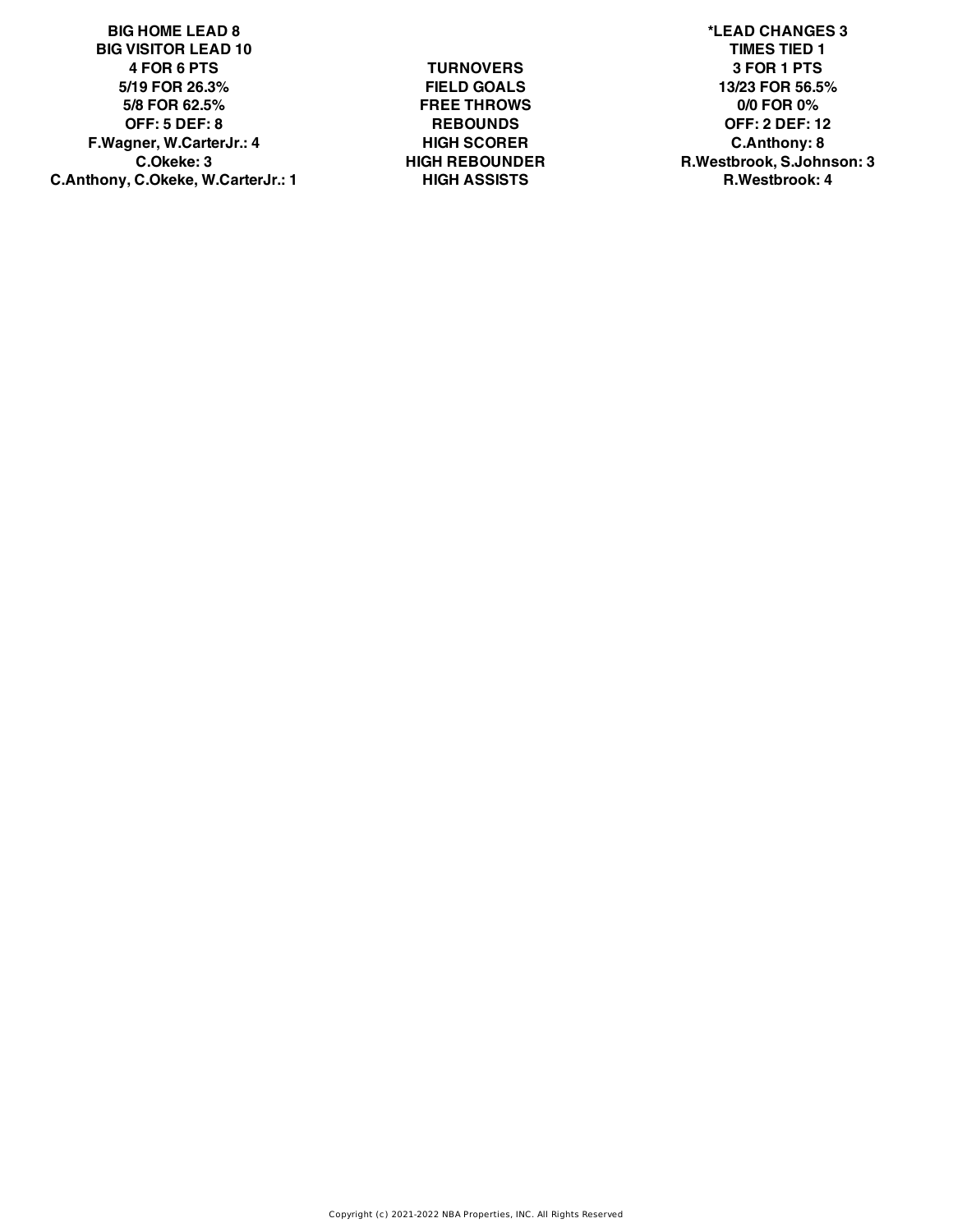| BIG HOME LEAD 8 | | *LEAD CHANGES 3 |
| --- | --- | --- |
| BIG VISITOR LEAD 10 | | TIMES TIED 1 |
| 4 FOR 6 PTS | TURNOVERS | 3 FOR 1 PTS |
| 5/19 FOR 26.3% | FIELD GOALS | 13/23 FOR 56.5% |
| 5/8 FOR 62.5% | FREE THROWS | 0/0 FOR 0% |
| OFF: 5 DEF: 8 | REBOUNDS | OFF: 2 DEF: 12 |
| F.Wagner, W.CarterJr.: 4 | HIGH SCORER | C.Anthony: 8 |
| C.Okeke: 3 | HIGH REBOUNDER | R.Westbrook, S.Johnson: 3 |
| C.Anthony, C.Okeke, W.CarterJr.: 1 | HIGH ASSISTS | R.Westbrook: 4 |

Copyright (c) 2021-2022 NBA Properties, INC. All Rights Reserved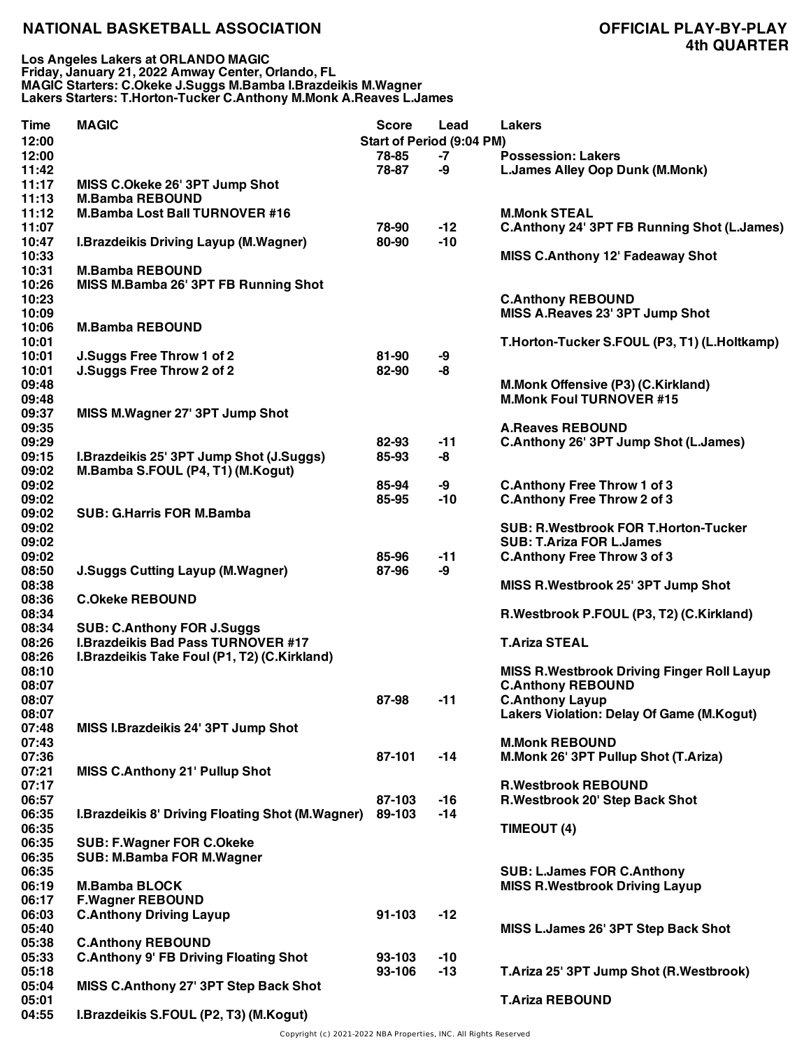# NATIONAL BASKETBALL ASSOCIATION

## OFFICIAL PLAY-BY-PLAY
## 4th QUARTER

**Los Angeles Lakers at ORLANDO MAGIC**
**Friday, January 21, 2022 Amway Center, Orlando, FL**
**MAGIC Starters: C.Okeke J.Suggs M.Bamba I.Brazdeikis M.Wagner**
**Lakers Starters: T.Horton-Tucker C.Anthony M.Monk A.Reaves L.James**

| Time | MAGIC | Score | Lead | Lakers |
|---|---|---|---|---|
| 12:00 | | Start of Period (9:04 PM) | | |
| 12:00 | | 78-85 | -7 | Possession: Lakers |
| 11:42 | | 78-87 | -9 | L.James Alley Oop Dunk (M.Monk) |
| 11:17 | MISS C.Okeke 26' 3PT Jump Shot | | | |
| 11:13 | M.Bamba REBOUND | | | |
| 11:12 | M.Bamba Lost Ball TURNOVER #16 | | | M.Monk STEAL |
| 11:07 | | 78-90 | -12 | C.Anthony 24' 3PT FB Running Shot (L.James) |
| 10:47 | I.Brazdeikis Driving Layup (M.Wagner) | 80-90 | -10 | |
| 10:33 | | | | MISS C.Anthony 12' Fadeaway Shot |
| 10:31 | M.Bamba REBOUND | | | |
| 10:26 | MISS M.Bamba 26' 3PT FB Running Shot | | | |
| 10:23 | | | | C.Anthony REBOUND |
| 10:09 | | | | MISS A.Reaves 23' 3PT Jump Shot |
| 10:06 | M.Bamba REBOUND | | | |
| 10:01 | | | | T.Horton-Tucker S.FOUL (P3, T1) (L.Holtkamp) |
| 10:01 | J.Suggs Free Throw 1 of 2 | 81-90 | -9 | |
| 10:01 | J.Suggs Free Throw 2 of 2 | 82-90 | -8 | |
| 09:48 | | | | M.Monk Offensive (P3) (C.Kirkland) |
| 09:48 | | | | M.Monk Foul TURNOVER #15 |
| 09:37 | MISS M.Wagner 27' 3PT Jump Shot | | | |
| 09:35 | | | | A.Reaves REBOUND |
| 09:29 | | 82-93 | -11 | C.Anthony 26' 3PT Jump Shot (L.James) |
| 09:15 | I.Brazdeikis 25' 3PT Jump Shot (J.Suggs) | 85-93 | -8 | |
| 09:02 | M.Bamba S.FOUL (P4, T1) (M.Kogut) | | | |
| 09:02 | | 85-94 | -9 | C.Anthony Free Throw 1 of 3 |
| 09:02 | | 85-95 | -10 | C.Anthony Free Throw 2 of 3 |
| 09:02 | SUB: G.Harris FOR M.Bamba | | | |
| 09:02 | | | | SUB: R.Westbrook FOR T.Horton-Tucker |
| 09:02 | | | | SUB: T.Ariza FOR L.James |
| 09:02 | | 85-96 | -11 | C.Anthony Free Throw 3 of 3 |
| 08:50 | J.Suggs Cutting Layup (M.Wagner) | 87-96 | -9 | |
| 08:38 | | | | MISS R.Westbrook 25' 3PT Jump Shot |
| 08:36 | C.Okeke REBOUND | | | |
| 08:34 | | | | R.Westbrook P.FOUL (P3, T2) (C.Kirkland) |
| 08:34 | SUB: C.Anthony FOR J.Suggs | | | |
| 08:26 | I.Brazdeikis Bad Pass TURNOVER #17 | | | T.Ariza STEAL |
| 08:26 | I.Brazdeikis Take Foul (P1, T2) (C.Kirkland) | | | |
| 08:10 | | | | MISS R.Westbrook Driving Finger Roll Layup |
| 08:07 | | | | C.Anthony REBOUND |
| 08:07 | | 87-98 | -11 | C.Anthony Layup |
| 08:07 | | | | Lakers Violation: Delay Of Game (M.Kogut) |
| 07:48 | MISS I.Brazdeikis 24' 3PT Jump Shot | | | |
| 07:43 | | | | M.Monk REBOUND |
| 07:36 | | 87-101 | -14 | M.Monk 26' 3PT Pullup Shot (T.Ariza) |
| 07:21 | MISS C.Anthony 21' Pullup Shot | | | |
| 07:17 | | | | R.Westbrook REBOUND |
| 06:57 | | 87-103 | -16 | R.Westbrook 20' Step Back Shot |
| 06:35 | I.Brazdeikis 8' Driving Floating Shot (M.Wagner) | 89-103 | -14 | |
| 06:35 | | | | TIMEOUT (4) |
| 06:35 | SUB: F.Wagner FOR C.Okeke | | | |
| 06:35 | SUB: M.Bamba FOR M.Wagner | | | |
| 06:35 | | | | SUB: L.James FOR C.Anthony |
| 06:19 | M.Bamba BLOCK | | | MISS R.Westbrook Driving Layup |
| 06:17 | F.Wagner REBOUND | | | |
| 06:03 | C.Anthony Driving Layup | 91-103 | -12 | |
| 05:40 | | | | MISS L.James 26' 3PT Step Back Shot |
| 05:38 | C.Anthony REBOUND | | | |
| 05:33 | C.Anthony 9' FB Driving Floating Shot | 93-103 | -10 | |
| 05:18 | | 93-106 | -13 | T.Ariza 25' 3PT Jump Shot (R.Westbrook) |
| 05:04 | MISS C.Anthony 27' 3PT Step Back Shot | | | |
| 05:01 | | | | T.Ariza REBOUND |
| 04:55 | I.Brazdeikis S.FOUL (P2, T3) (M.Kogut) | | | |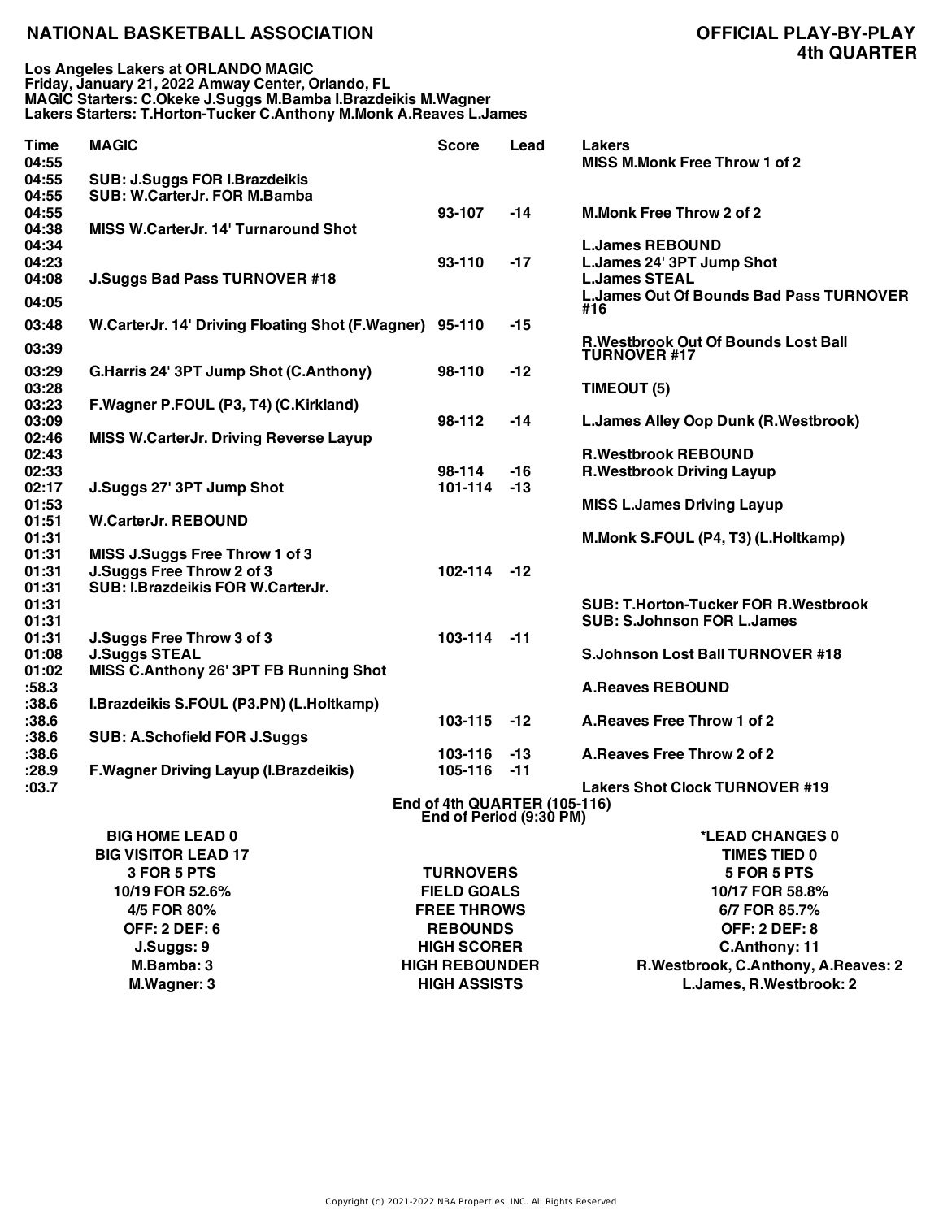# NATIONAL BASKETBALL ASSOCIATION

# OFFICIAL PLAY-BY-PLAY
## 4th QUARTER

**Los Angeles Lakers at ORLANDO MAGIC**
**Friday, January 21, 2022 Amway Center, Orlando, FL**
**MAGIC Starters: C.Okeke J.Suggs M.Bamba I.Brazdeikis M.Wagner**
**Lakers Starters: T.Horton-Tucker C.Anthony M.Monk A.Reaves L.James**

| Time | MAGIC | Score | Lead | Lakers |
|---|---|---|---|---|
| 04:55 | | | | MISS M.Monk Free Throw 1 of 2 |
| 04:55 | SUB: J.Suggs FOR I.Brazdeikis | | | |
| 04:55 | SUB: W.CarterJr. FOR M.Bamba | | | |
| 04:55 | | 93-107 | -14 | M.Monk Free Throw 2 of 2 |
| 04:38 | MISS W.CarterJr. 14' Turnaround Shot | | | |
| 04:34 | | | | L.James REBOUND |
| 04:23 | | 93-110 | -17 | L.James 24' 3PT Jump Shot |
| 04:08 | J.Suggs Bad Pass TURNOVER #18 | | | L.James STEAL |
| 04:05 | | | | L.James Out Of Bounds Bad Pass TURNOVER #16 |
| 03:48 | W.CarterJr. 14' Driving Floating Shot (F.Wagner) | 95-110 | -15 | |
| 03:39 | | | | R.Westbrook Out Of Bounds Lost Ball TURNOVER #17 |
| 03:29 | G.Harris 24' 3PT Jump Shot (C.Anthony) | 98-110 | -12 | |
| 03:28 | | | | TIMEOUT (5) |
| 03:23 | F.Wagner P.FOUL (P3, T4) (C.Kirkland) | | | |
| 03:09 | | 98-112 | -14 | L.James Alley Oop Dunk (R.Westbrook) |
| 02:46 | MISS W.CarterJr. Driving Reverse Layup | | | |
| 02:43 | | | | R.Westbrook REBOUND |
| 02:33 | | 98-114 | -16 | R.Westbrook Driving Layup |
| 02:17 | J.Suggs 27' 3PT Jump Shot | 101-114 | -13 | |
| 01:53 | | | | MISS L.James Driving Layup |
| 01:51 | W.CarterJr. REBOUND | | | |
| 01:31 | | | | M.Monk S.FOUL (P4, T3) (L.Holtkamp) |
| 01:31 | MISS J.Suggs Free Throw 1 of 3 | | | |
| 01:31 | J.Suggs Free Throw 2 of 3 | 102-114 | -12 | |
| 01:31 | SUB: I.Brazdeikis FOR W.CarterJr. | | | |
| 01:31 | | | | SUB: T.Horton-Tucker FOR R.Westbrook |
| 01:31 | | | | SUB: S.Johnson FOR L.James |
| 01:31 | J.Suggs Free Throw 3 of 3 | 103-114 | -11 | |
| 01:08 | J.Suggs STEAL | | | S.Johnson Lost Ball TURNOVER #18 |
| 01:02 | MISS C.Anthony 26' 3PT FB Running Shot | | | |
| :58.3 | | | | A.Reaves REBOUND |
| :38.6 | I.Brazdeikis S.FOUL (P3.PN) (L.Holtkamp) | | | |
| :38.6 | | 103-115 | -12 | A.Reaves Free Throw 1 of 2 |
| :38.6 | SUB: A.Schofield FOR J.Suggs | | | |
| :38.6 | | 103-116 | -13 | A.Reaves Free Throw 2 of 2 |
| :28.9 | F.Wagner Driving Layup (I.Brazdeikis) | 105-116 | -11 | |
| :03.7 | | | | Lakers Shot Clock TURNOVER #19 |

**End of 4th QUARTER (105-116)**
**End of Period (9:30 PM)**

| MAGIC | | Lakers |
|---|---|---|
| BIG HOME LEAD 0 | | *LEAD CHANGES 0 |
| BIG VISITOR LEAD 17 | | TIMES TIED 0 |
| 3 FOR 5 PTS | TURNOVERS | 5 FOR 5 PTS |
| 10/19 FOR 52.6% | FIELD GOALS | 10/17 FOR 58.8% |
| 4/5 FOR 80% | FREE THROWS | 6/7 FOR 85.7% |
| OFF: 2 DEF: 6 | REBOUNDS | OFF: 2 DEF: 8 |
| J.Suggs: 9 | HIGH SCORER | C.Anthony: 11 |
| M.Bamba: 3 | HIGH REBOUNDER | R.Westbrook, C.Anthony, A.Reaves: 2 |
| M.Wagner: 3 | HIGH ASSISTS | L.James, R.Westbrook: 2 |

Copyright (c) 2021-2022 NBA Properties, INC. All Rights Reserved